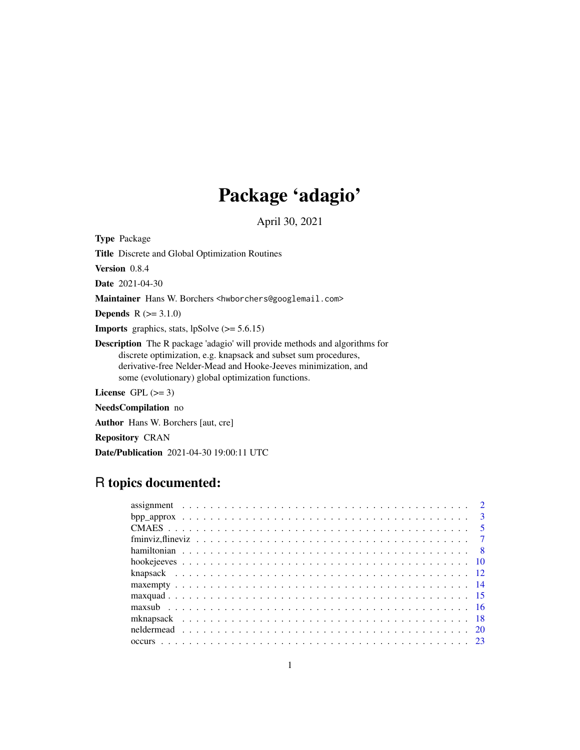# Package 'adagio'

April 30, 2021

**Type** Package

**Title** Discrete and Global Optimization Routines

**Version** 0.8.4

**Date** 2021-04-30

**Maintainer** Hans W. Borchers <hwborchers@googlemail.com>

**Depends** R (>= 3.1.0)

**Imports** graphics, stats, lpSolve (>= 5.6.15)

**Description** The R package 'adagio' will provide methods and algorithms for discrete optimization, e.g. knapsack and subset sum procedures, derivative-free Nelder-Mead and Hooke-Jeeves minimization, and some (evolutionary) global optimization functions.

**License** GPL (>= 3)

**NeedsCompilation** no

**Author** Hans W. Borchers [aut, cre]

**Repository** CRAN

**Date/Publication** 2021-04-30 19:00:11 UTC

## R topics documented:

- assignment . . . . . . . . . . . . . . . . . . . . . . . . . . . . . . . . . . . . . . . . 2
- bpp_approx . . . . . . . . . . . . . . . . . . . . . . . . . . . . . . . . . . . . . . . . 3
- CMAES . . . . . . . . . . . . . . . . . . . . . . . . . . . . . . . . . . . . . . . . 5
- fminviz,flineviz . . . . . . . . . . . . . . . . . . . . . . . . . . . . . . . . . . . . . . . . 7
- hamiltonian . . . . . . . . . . . . . . . . . . . . . . . . . . . . . . . . . . . . . . . . 8
- hookejeeves . . . . . . . . . . . . . . . . . . . . . . . . . . . . . . . . . . . . . . . . 10
- knapsack . . . . . . . . . . . . . . . . . . . . . . . . . . . . . . . . . . . . . . . . 12
- maxempty . . . . . . . . . . . . . . . . . . . . . . . . . . . . . . . . . . . . . . . . 14
- maxquad . . . . . . . . . . . . . . . . . . . . . . . . . . . . . . . . . . . . . . . . 15
- maxsub . . . . . . . . . . . . . . . . . . . . . . . . . . . . . . . . . . . . . . . . 16
- mknapsack . . . . . . . . . . . . . . . . . . . . . . . . . . . . . . . . . . . . . . . . 18
- neldermead . . . . . . . . . . . . . . . . . . . . . . . . . . . . . . . . . . . . . . . . 20
- occurs . . . . . . . . . . . . . . . . . . . . . . . . . . . . . . . . . . . . . . . . 23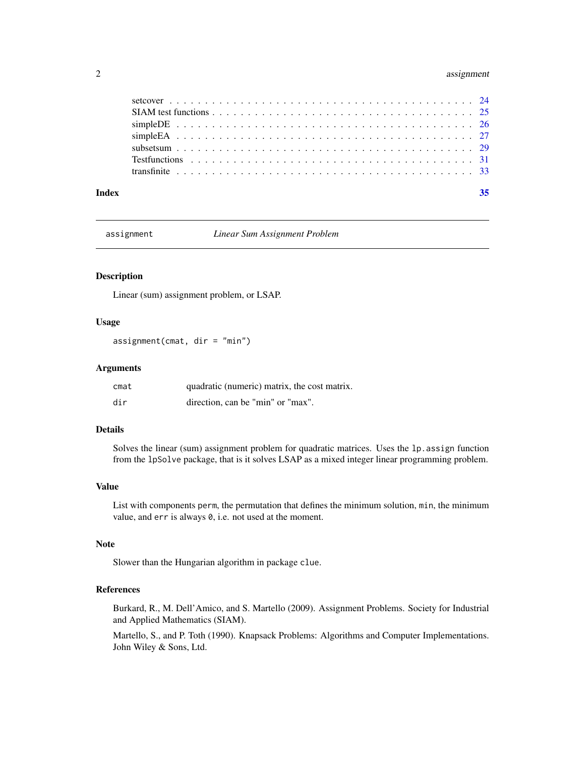setcover . . . . . . . . . . . . . . . . . . . . . . . . . . . . . . . . . . . . . . . 24
SIAM test functions . . . . . . . . . . . . . . . . . . . . . . . . . . . . . . . . . . 25
simpleDE . . . . . . . . . . . . . . . . . . . . . . . . . . . . . . . . . . . . . . . 26
simpleEA . . . . . . . . . . . . . . . . . . . . . . . . . . . . . . . . . . . . . . . 27
subsetsum . . . . . . . . . . . . . . . . . . . . . . . . . . . . . . . . . . . . . . 29
Testfunctions . . . . . . . . . . . . . . . . . . . . . . . . . . . . . . . . . . . . . 31
transfinite . . . . . . . . . . . . . . . . . . . . . . . . . . . . . . . . . . . . . . 33

**Index** **35**

---

`assignment` *Linear Sum Assignment Problem*

---

### Description

Linear (sum) assignment problem, or LSAP.

### Usage

```
assignment(cmat, dir = "min")
```

### Arguments

| | |
|---|---|
| `cmat` | quadratic (numeric) matrix, the cost matrix. |
| `dir` | direction, can be "min" or "max". |

### Details

Solves the linear (sum) assignment problem for quadratic matrices. Uses the `lp.assign` function from the `lpSolve` package, that is it solves LSAP as a mixed integer linear programming problem.

### Value

List with components `perm`, the permutation that defines the minimum solution, `min`, the minimum value, and `err` is always `0`, i.e. not used at the moment.

### Note

Slower than the Hungarian algorithm in package `clue`.

### References

Burkard, R., M. Dell'Amico, and S. Martello (2009). Assignment Problems. Society for Industrial and Applied Mathematics (SIAM).

Martello, S., and P. Toth (1990). Knapsack Problems: Algorithms and Computer Implementations. John Wiley & Sons, Ltd.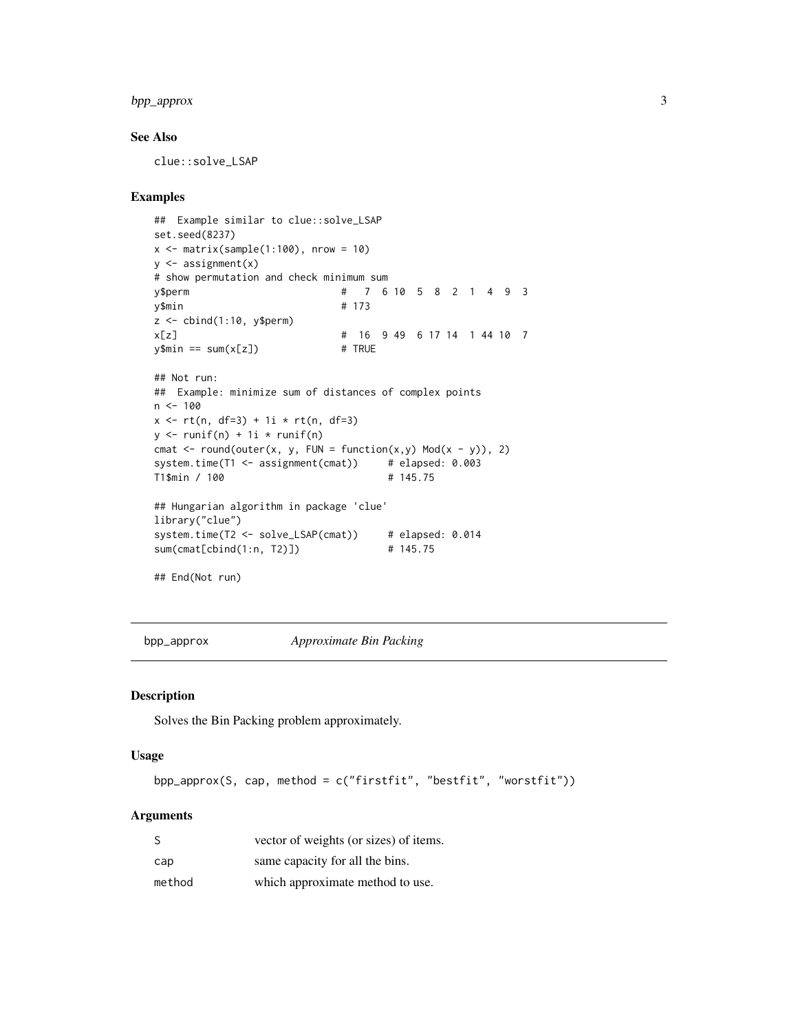## See Also

clue::solve_LSAP

## Examples

```
##  Example similar to clue::solve_LSAP
set.seed(8237)
x <- matrix(sample(1:100), nrow = 10)
y <- assignment(x)
# show permutation and check minimum sum
y$perm                          #   7  6 10  5  8  2  1  4  9  3
y$min                           # 173
z <- cbind(1:10, y$perm)
x[z]                            #  16  9 49  6 17 14  1 44 10  7
y$min == sum(x[z])              # TRUE

## Not run:
##  Example: minimize sum of distances of complex points
n <- 100
x <- rt(n, df=3) + 1i * rt(n, df=3)
y <- runif(n) + 1i * runif(n)
cmat <- round(outer(x, y, FUN = function(x,y) Mod(x - y)), 2)
system.time(T1 <- assignment(cmat))     # elapsed: 0.003
T1$min / 100                            # 145.75

## Hungarian algorithm in package 'clue'
library("clue")
system.time(T2 <- solve_LSAP(cmat))     # elapsed: 0.014
sum(cmat[cbind(1:n, T2)])               # 145.75

## End(Not run)
```

---

bpp_approx *Approximate Bin Packing*

---

## Description

Solves the Bin Packing problem approximately.

## Usage

```
bpp_approx(S, cap, method = c("firstfit", "bestfit", "worstfit"))
```

## Arguments

| | |
|---|---|
| S | vector of weights (or sizes) of items. |
| cap | same capacity for all the bins. |
| method | which approximate method to use. |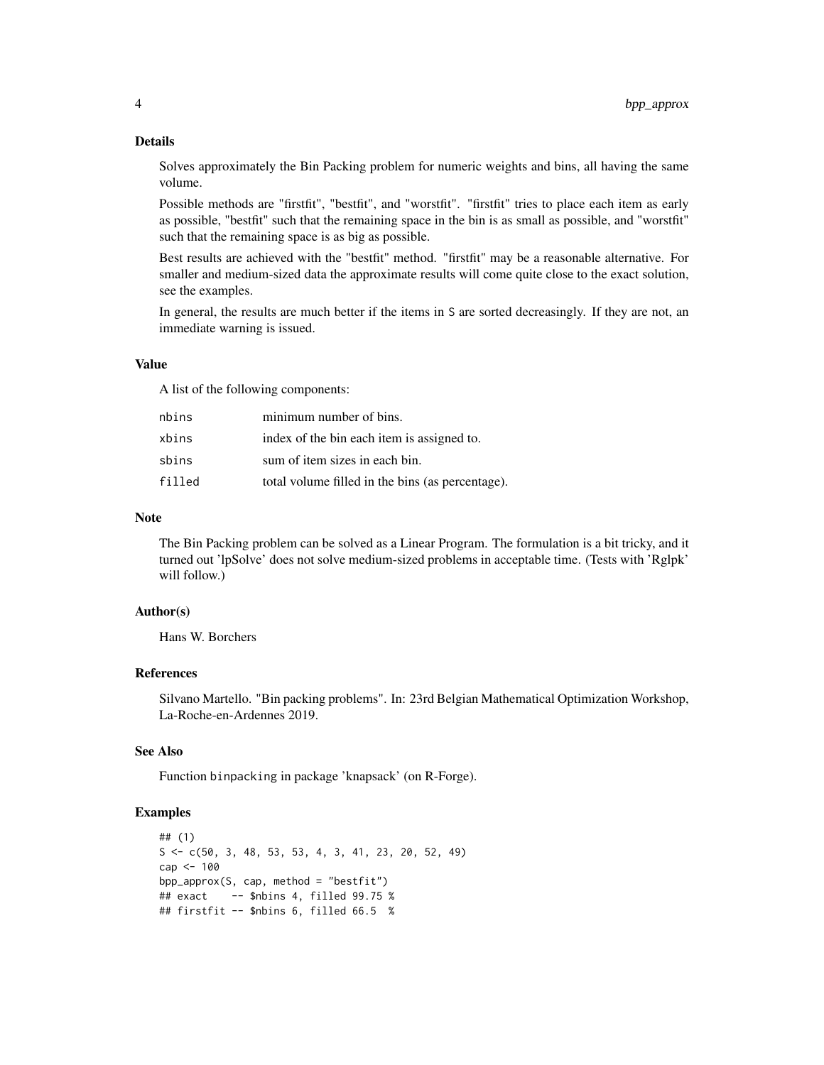### Details

Solves approximately the Bin Packing problem for numeric weights and bins, all having the same volume.

Possible methods are "firstfit", "bestfit", and "worstfit". "firstfit" tries to place each item as early as possible, "bestfit" such that the remaining space in the bin is as small as possible, and "worstfit" such that the remaining space is as big as possible.

Best results are achieved with the "bestfit" method. "firstfit" may be a reasonable alternative. For smaller and medium-sized data the approximate results will come quite close to the exact solution, see the examples.

In general, the results are much better if the items in `S` are sorted decreasingly. If they are not, an immediate warning is issued.

### Value

A list of the following components:

| | |
|---|---|
| `nbins` | minimum number of bins. |
| `xbins` | index of the bin each item is assigned to. |
| `sbins` | sum of item sizes in each bin. |
| `filled` | total volume filled in the bins (as percentage). |

### Note

The Bin Packing problem can be solved as a Linear Program. The formulation is a bit tricky, and it turned out 'lpSolve' does not solve medium-sized problems in acceptable time. (Tests with 'Rglpk' will follow.)

### Author(s)

Hans W. Borchers

### References

Silvano Martello. "Bin packing problems". In: 23rd Belgian Mathematical Optimization Workshop, La-Roche-en-Ardennes 2019.

### See Also

Function `binpacking` in package 'knapsack' (on R-Forge).

### Examples

```
## (1)
S <- c(50, 3, 48, 53, 53, 4, 3, 41, 23, 20, 52, 49)
cap <- 100
bpp_approx(S, cap, method = "bestfit")
## exact    -- $nbins 4, filled 99.75 %
## firstfit -- $nbins 6, filled 66.5  %
```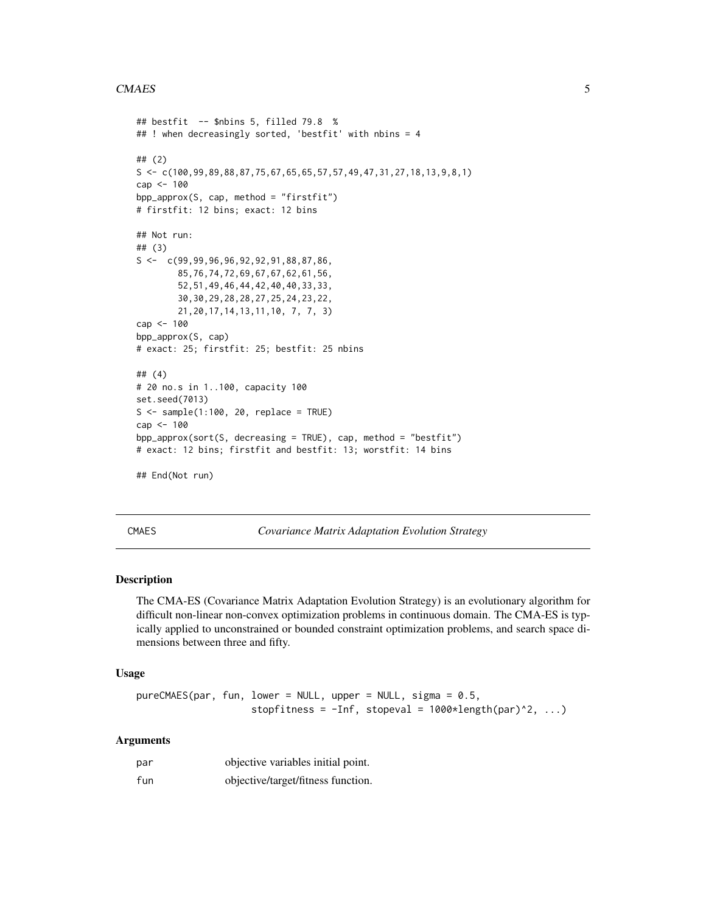```
## bestfit  -- $nbins 5, filled 79.8  %
## ! when decreasingly sorted, 'bestfit' with nbins = 4

## (2)
S <- c(100,99,89,88,87,75,67,65,65,57,57,49,47,31,27,18,13,9,8,1)
cap <- 100
bpp_approx(S, cap, method = "firstfit")
# firstfit: 12 bins; exact: 12 bins

## Not run:
## (3)
S <-  c(99,99,96,96,92,92,91,88,87,86,
        85,76,74,72,69,67,67,62,61,56,
        52,51,49,46,44,42,40,40,33,33,
        30,30,29,28,28,27,25,24,23,22,
        21,20,17,14,13,11,10, 7, 7, 3)
cap <- 100
bpp_approx(S, cap)
# exact: 25; firstfit: 25; bestfit: 25 nbins

## (4)
# 20 no.s in 1..100, capacity 100
set.seed(7013)
S <- sample(1:100, 20, replace = TRUE)
cap <- 100
bpp_approx(sort(S, decreasing = TRUE), cap, method = "bestfit")
# exact: 12 bins; firstfit and bestfit: 13; worstfit: 14 bins

## End(Not run)
```

---

CMAES *Covariance Matrix Adaptation Evolution Strategy*

---

### Description

The CMA-ES (Covariance Matrix Adaptation Evolution Strategy) is an evolutionary algorithm for difficult non-linear non-convex optimization problems in continuous domain. The CMA-ES is typically applied to unconstrained or bounded constraint optimization problems, and search space dimensions between three and fifty.

### Usage

```
pureCMAES(par, fun, lower = NULL, upper = NULL, sigma = 0.5,
                    stopfitness = -Inf, stopeval = 1000*length(par)^2, ...)
```

### Arguments

| | |
|---|---|
| par | objective variables initial point. |
| fun | objective/target/fitness function. |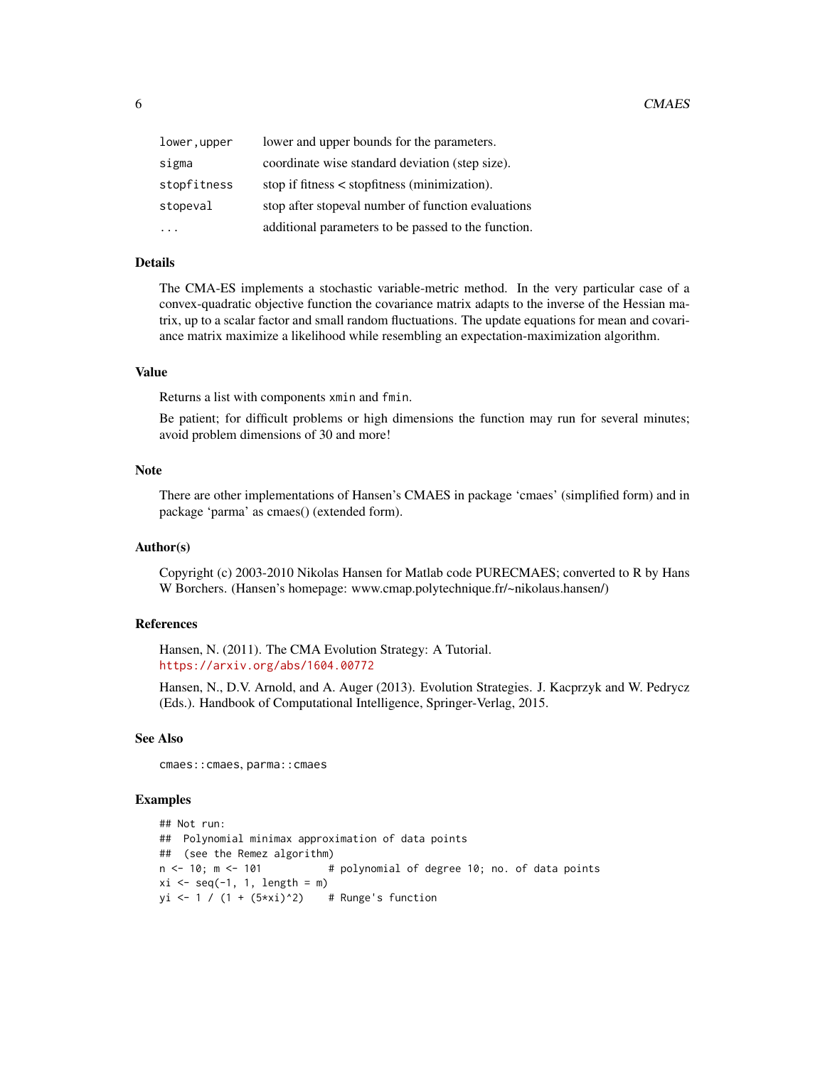| | |
|---|---|
| lower,upper | lower and upper bounds for the parameters. |
| sigma | coordinate wise standard deviation (step size). |
| stopfitness | stop if fitness < stopfitness (minimization). |
| stopeval | stop after stopeval number of function evaluations |
| ... | additional parameters to be passed to the function. |

### Details

The CMA-ES implements a stochastic variable-metric method. In the very particular case of a convex-quadratic objective function the covariance matrix adapts to the inverse of the Hessian matrix, up to a scalar factor and small random fluctuations. The update equations for mean and covariance matrix maximize a likelihood while resembling an expectation-maximization algorithm.

### Value

Returns a list with components `xmin` and `fmin`.

Be patient; for difficult problems or high dimensions the function may run for several minutes; avoid problem dimensions of 30 and more!

### Note

There are other implementations of Hansen's CMAES in package 'cmaes' (simplified form) and in package 'parma' as cmaes() (extended form).

### Author(s)

Copyright (c) 2003-2010 Nikolas Hansen for Matlab code PURECMAES; converted to R by Hans W Borchers. (Hansen's homepage: www.cmap.polytechnique.fr/~nikolaus.hansen/)

### References

Hansen, N. (2011). The CMA Evolution Strategy: A Tutorial.
https://arxiv.org/abs/1604.00772

Hansen, N., D.V. Arnold, and A. Auger (2013). Evolution Strategies. J. Kacprzyk and W. Pedrycz (Eds.). Handbook of Computational Intelligence, Springer-Verlag, 2015.

### See Also

`cmaes::cmaes`, `parma::cmaes`

### Examples

```
## Not run:
##  Polynomial minimax approximation of data points
##  (see the Remez algorithm)
n <- 10; m <- 101           # polynomial of degree 10; no. of data points
xi <- seq(-1, 1, length = m)
yi <- 1 / (1 + (5*xi)^2)    # Runge's function
```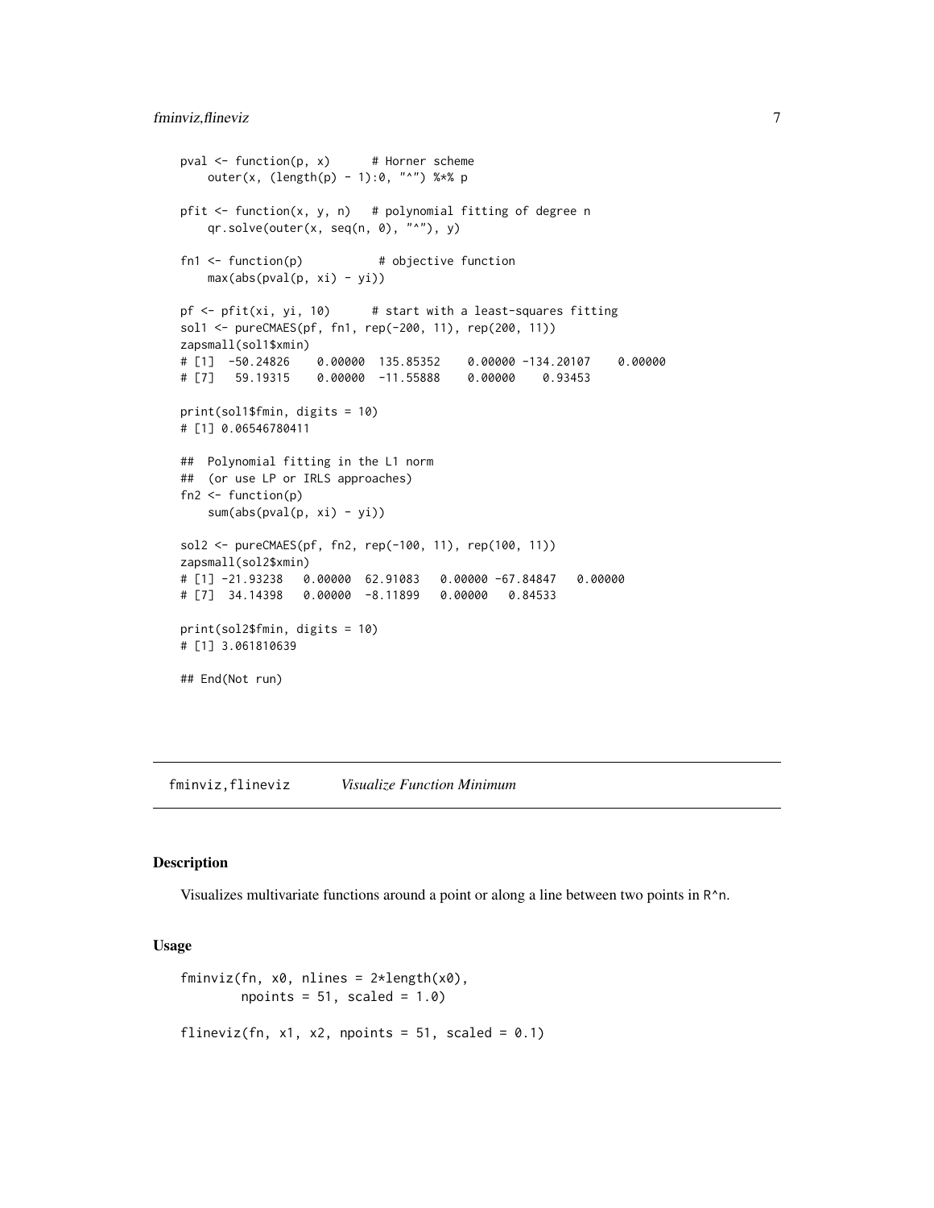```
pval <- function(p, x)      # Horner scheme
    outer(x, (length(p) - 1):0, "^") %*% p

pfit <- function(x, y, n)   # polynomial fitting of degree n
    qr.solve(outer(x, seq(n, 0), "^"), y)

fn1 <- function(p)           # objective function
    max(abs(pval(p, xi) - yi))

pf <- pfit(xi, yi, 10)      # start with a least-squares fitting
sol1 <- pureCMAES(pf, fn1, rep(-200, 11), rep(200, 11))
zapsmall(sol1$xmin)
# [1]  -50.24826    0.00000  135.85352    0.00000 -134.20107    0.00000
# [7]   59.19315    0.00000  -11.55888    0.00000    0.93453

print(sol1$fmin, digits = 10)
# [1] 0.06546780411

##  Polynomial fitting in the L1 norm
##  (or use LP or IRLS approaches)
fn2 <- function(p)
    sum(abs(pval(p, xi) - yi))

sol2 <- pureCMAES(pf, fn2, rep(-100, 11), rep(100, 11))
zapsmall(sol2$xmin)
# [1] -21.93238   0.00000  62.91083   0.00000 -67.84847   0.00000
# [7]  34.14398   0.00000  -8.11899   0.00000   0.84533

print(sol2$fmin, digits = 10)
# [1] 3.061810639

## End(Not run)
```

---

fminviz,flineviz    *Visualize Function Minimum*

---

### Description

Visualizes multivariate functions around a point or along a line between two points in R^n.

### Usage

```
fminviz(fn, x0, nlines = 2*length(x0),
        npoints = 51, scaled = 1.0)

flineviz(fn, x1, x2, npoints = 51, scaled = 0.1)
```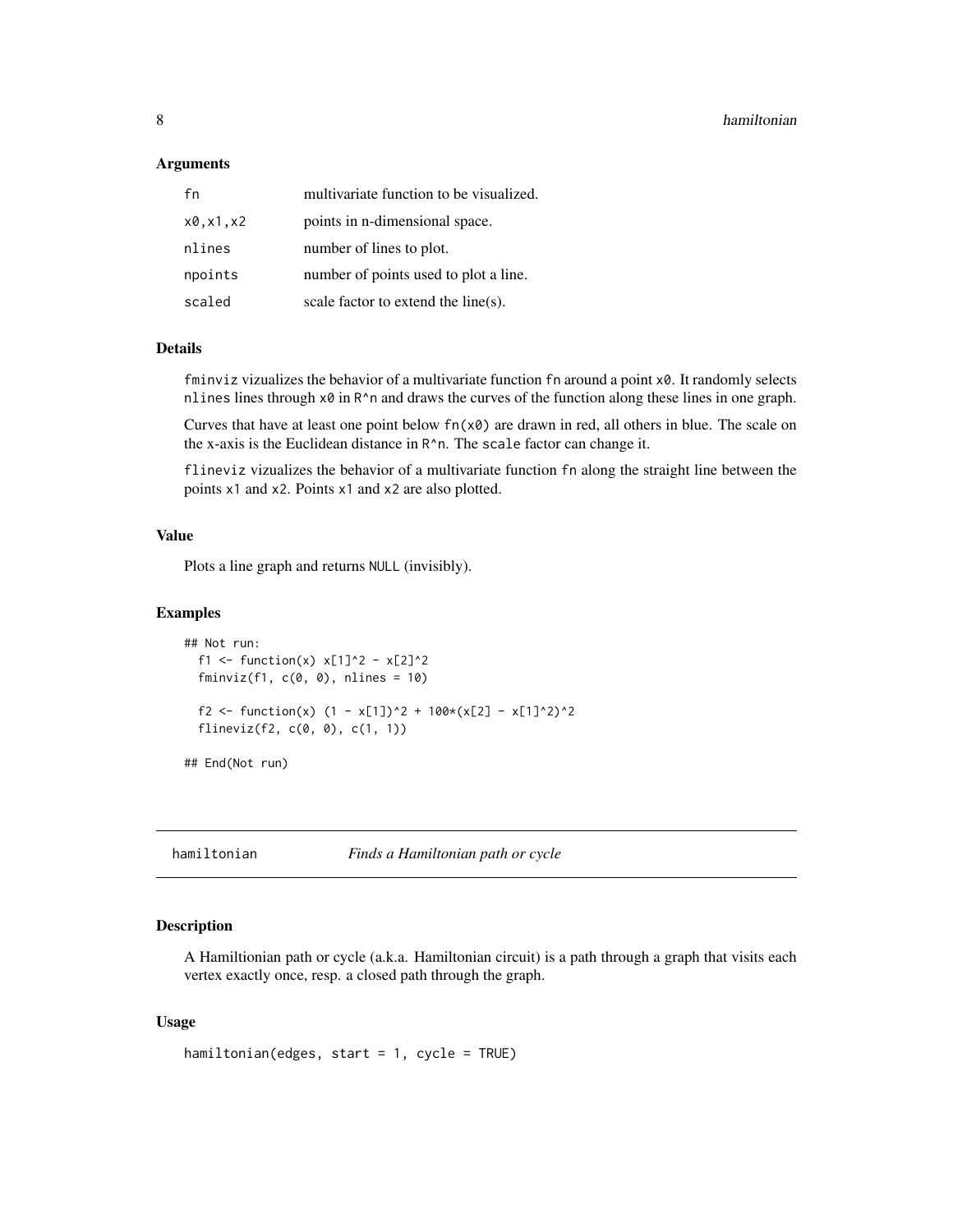### Arguments

| | |
|---|---|
| fn | multivariate function to be visualized. |
| x0,x1,x2 | points in n-dimensional space. |
| nlines | number of lines to plot. |
| npoints | number of points used to plot a line. |
| scaled | scale factor to extend the line(s). |

### Details

`fminviz` vizualizes the behavior of a multivariate function `fn` around a point `x0`. It randomly selects `nlines` lines through `x0` in `R^n` and draws the curves of the function along these lines in one graph.

Curves that have at least one point below `fn(x0)` are drawn in red, all others in blue. The scale on the x-axis is the Euclidean distance in `R^n`. The `scale` factor can change it.

`flineviz` vizualizes the behavior of a multivariate function `fn` along the straight line between the points `x1` and `x2`. Points `x1` and `x2` are also plotted.

### Value

Plots a line graph and returns `NULL` (invisibly).

### Examples

```
## Not run:
  f1 <- function(x) x[1]^2 - x[2]^2
  fminviz(f1, c(0, 0), nlines = 10)

  f2 <- function(x) (1 - x[1])^2 + 100*(x[2] - x[1]^2)^2
  flineviz(f2, c(0, 0), c(1, 1))

## End(Not run)
```

---

## hamiltonian — *Finds a Hamiltonian path or cycle*

### Description

A Hamiltonian path or cycle (a.k.a. Hamiltonian circuit) is a path through a graph that visits each vertex exactly once, resp. a closed path through the graph.

### Usage

```
hamiltonian(edges, start = 1, cycle = TRUE)
```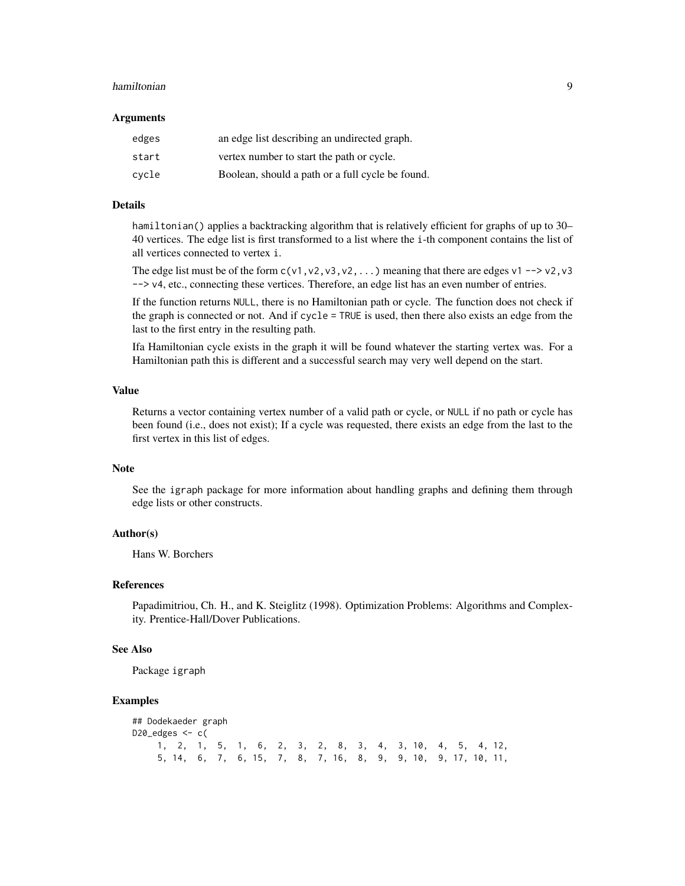### Arguments

| | |
|---|---|
| edges | an edge list describing an undirected graph. |
| start | vertex number to start the path or cycle. |
| cycle | Boolean, should a path or a full cycle be found. |

### Details

`hamiltonian()` applies a backtracking algorithm that is relatively efficient for graphs of up to 30–40 vertices. The edge list is first transformed to a list where the `i`-th component contains the list of all vertices connected to vertex `i`.

The edge list must be of the form `c(v1,v2,v3,v2,...)` meaning that there are edges `v1 --> v2`, `v3 --> v4`, etc., connecting these vertices. Therefore, an edge list has an even number of entries.

If the function returns `NULL`, there is no Hamiltonian path or cycle. The function does not check if the graph is connected or not. And if `cycle = TRUE` is used, then there also exists an edge from the last to the first entry in the resulting path.

Ifa Hamiltonian cycle exists in the graph it will be found whatever the starting vertex was. For a Hamiltonian path this is different and a successful search may very well depend on the start.

### Value

Returns a vector containing vertex number of a valid path or cycle, or `NULL` if no path or cycle has been found (i.e., does not exist); If a cycle was requested, there exists an edge from the last to the first vertex in this list of edges.

### Note

See the `igraph` package for more information about handling graphs and defining them through edge lists or other constructs.

### Author(s)

Hans W. Borchers

### References

Papadimitriou, Ch. H., and K. Steiglitz (1998). Optimization Problems: Algorithms and Complexity. Prentice-Hall/Dover Publications.

### See Also

Package `igraph`

### Examples

```
## Dodekaeder graph
D20_edges <- c(
     1,  2,  1,  5,  1,  6,  2,  3,  2,  8,  3,  4,  3, 10,  4,  5,  4, 12,
     5, 14,  6,  7,  6, 15,  7,  8,  7, 16,  8,  9,  9, 10,  9, 17, 10, 11,
```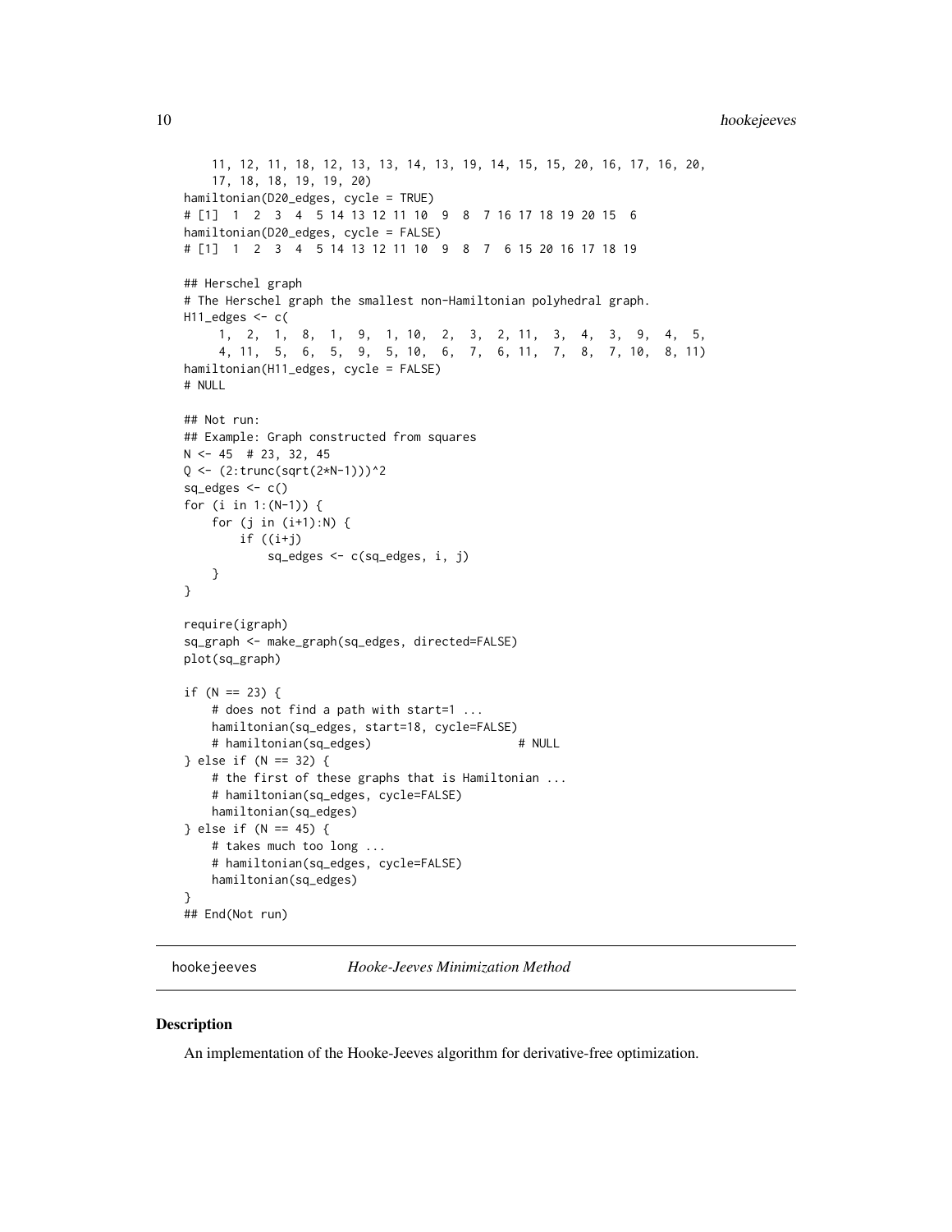```
    11, 12, 11, 18, 12, 13, 13, 14, 13, 19, 14, 15, 15, 20, 16, 17, 16, 20,
    17, 18, 18, 19, 19, 20)
hamiltonian(D20_edges, cycle = TRUE)
# [1]  1  2  3  4  5 14 13 12 11 10  9  8  7 16 17 18 19 20 15  6
hamiltonian(D20_edges, cycle = FALSE)
# [1]  1  2  3  4  5 14 13 12 11 10  9  8  7  6 15 20 16 17 18 19

## Herschel graph
# The Herschel graph the smallest non-Hamiltonian polyhedral graph.
H11_edges <- c(
     1,  2,  1,  8,  1,  9,  1, 10,  2,  3,  2, 11,  3,  4,  3,  9,  4,  5,
     4, 11,  5,  6,  5,  9,  5, 10,  6,  7,  6, 11,  7,  8,  7, 10,  8, 11)
hamiltonian(H11_edges, cycle = FALSE)
# NULL

## Not run:
## Example: Graph constructed from squares
N <- 45  # 23, 32, 45
Q <- (2:trunc(sqrt(2*N-1)))^2
sq_edges <- c()
for (i in 1:(N-1)) {
    for (j in (i+1):N) {
        if ((i+j)
            sq_edges <- c(sq_edges, i, j)
    }
}

require(igraph)
sq_graph <- make_graph(sq_edges, directed=FALSE)
plot(sq_graph)

if (N == 23) {
    # does not find a path with start=1 ...
    hamiltonian(sq_edges, start=18, cycle=FALSE)
    # hamiltonian(sq_edges)                     # NULL
} else if (N == 32) {
    # the first of these graphs that is Hamiltonian ...
    # hamiltonian(sq_edges, cycle=FALSE)
    hamiltonian(sq_edges)
} else if (N == 45) {
    # takes much too long ...
    # hamiltonian(sq_edges, cycle=FALSE)
    hamiltonian(sq_edges)
}
## End(Not run)
```

## hookejeeves — *Hooke-Jeeves Minimization Method*

### Description

An implementation of the Hooke-Jeeves algorithm for derivative-free optimization.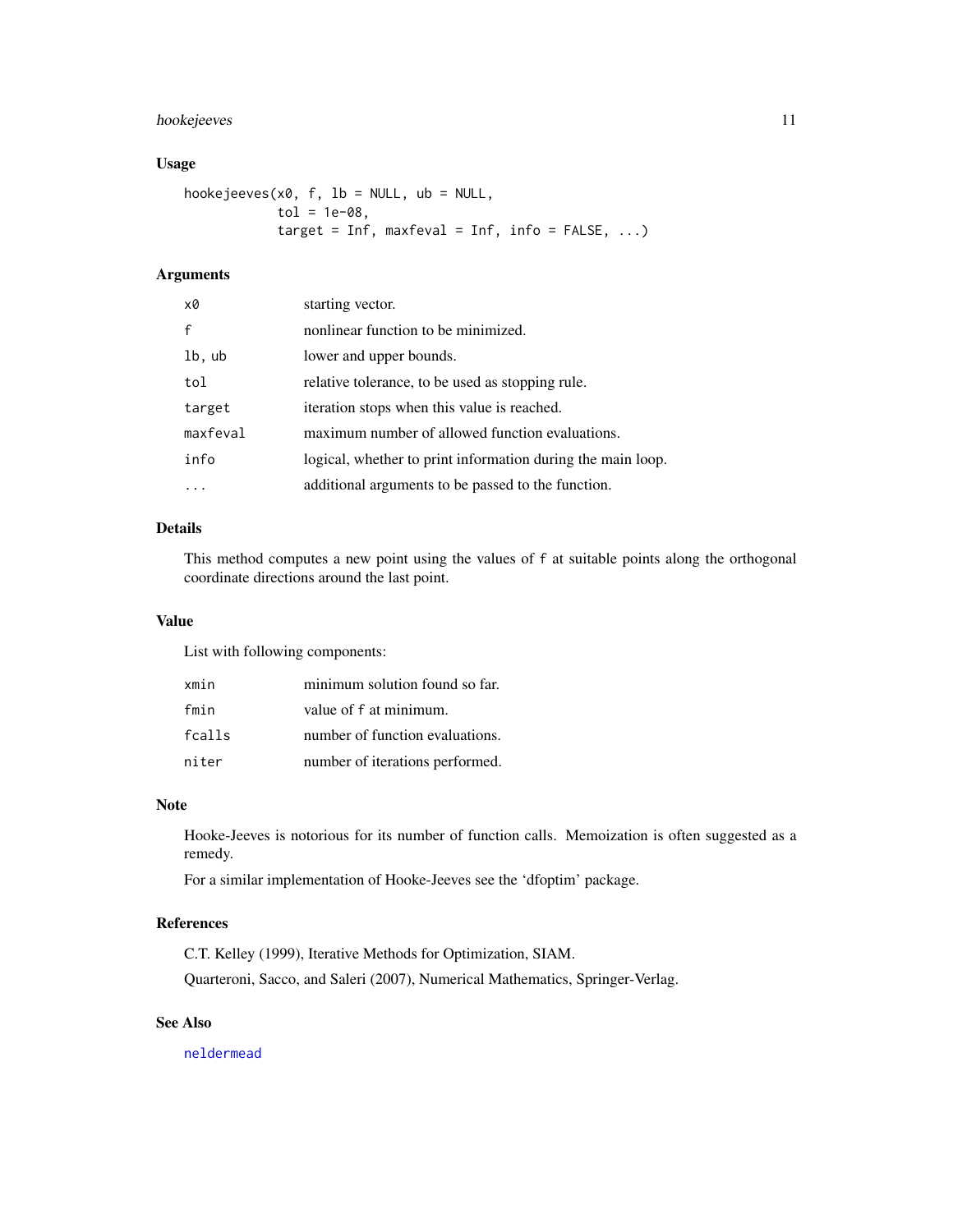## Usage

```
hookejeeves(x0, f, lb = NULL, ub = NULL,
            tol = 1e-08,
            target = Inf, maxfeval = Inf, info = FALSE, ...)
```

## Arguments

| | |
|---|---|
| `x0` | starting vector. |
| `f` | nonlinear function to be minimized. |
| `lb, ub` | lower and upper bounds. |
| `tol` | relative tolerance, to be used as stopping rule. |
| `target` | iteration stops when this value is reached. |
| `maxfeval` | maximum number of allowed function evaluations. |
| `info` | logical, whether to print information during the main loop. |
| `...` | additional arguments to be passed to the function. |

## Details

This method computes a new point using the values of `f` at suitable points along the orthogonal coordinate directions around the last point.

## Value

List with following components:

| | |
|---|---|
| `xmin` | minimum solution found so far. |
| `fmin` | value of `f` at minimum. |
| `fcalls` | number of function evaluations. |
| `niter` | number of iterations performed. |

## Note

Hooke-Jeeves is notorious for its number of function calls. Memoization is often suggested as a remedy.

For a similar implementation of Hooke-Jeeves see the 'dfoptim' package.

## References

C.T. Kelley (1999), Iterative Methods for Optimization, SIAM.

Quarteroni, Sacco, and Saleri (2007), Numerical Mathematics, Springer-Verlag.

## See Also

`neldermead`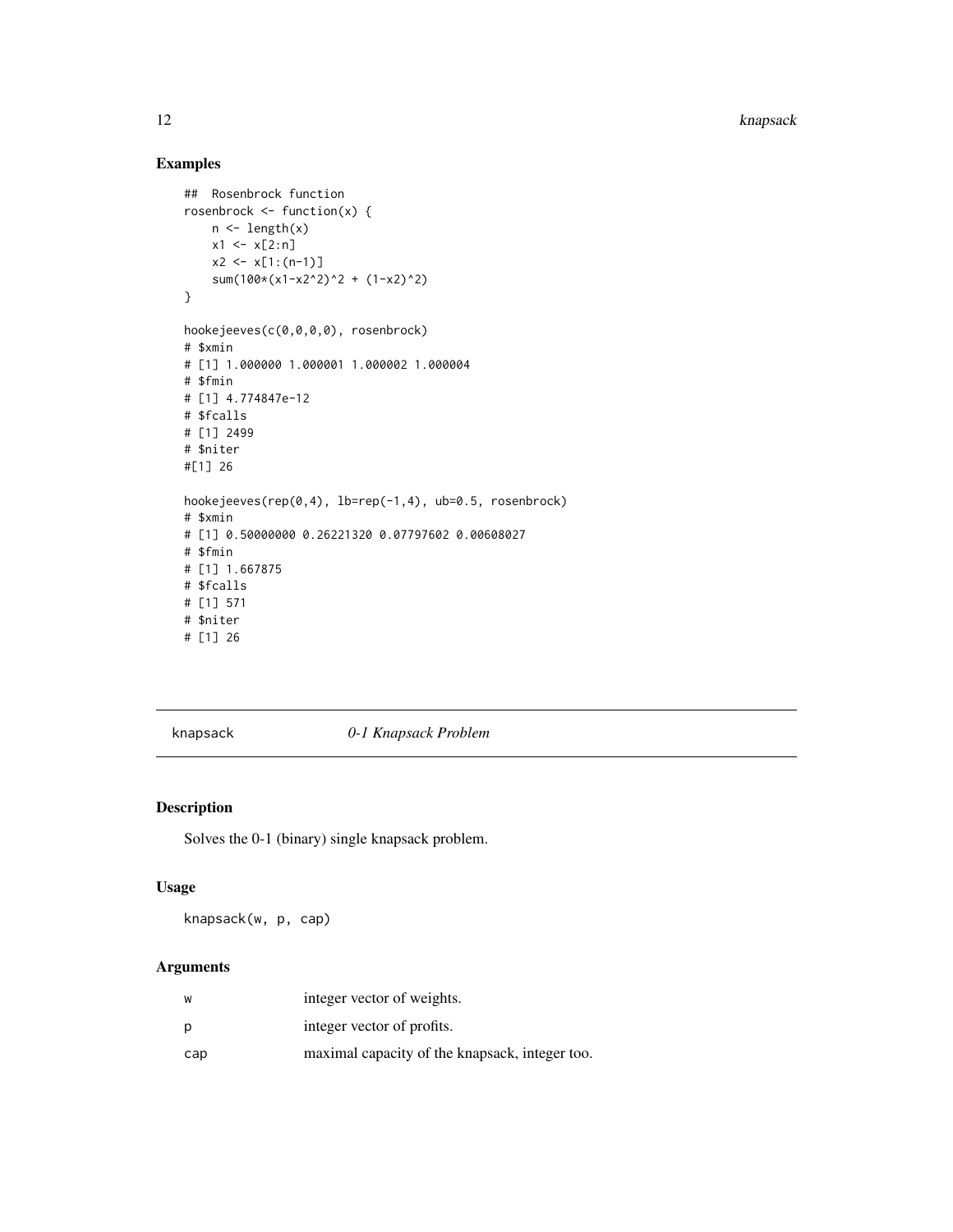## Examples

```
##  Rosenbrock function
rosenbrock <- function(x) {
    n <- length(x)
    x1 <- x[2:n]
    x2 <- x[1:(n-1)]
    sum(100*(x1-x2^2)^2 + (1-x2)^2)
}

hookejeeves(c(0,0,0,0), rosenbrock)
# $xmin
# [1] 1.000000 1.000001 1.000002 1.000004
# $fmin
# [1] 4.774847e-12
# $fcalls
# [1] 2499
# $niter
#[1] 26

hookejeeves(rep(0,4), lb=rep(-1,4), ub=0.5, rosenbrock)
# $xmin
# [1] 0.50000000 0.26221320 0.07797602 0.00608027
# $fmin
# [1] 1.667875
# $fcalls
# [1] 571
# $niter
# [1] 26
```

---

knapsack &nbsp;&nbsp;&nbsp;&nbsp; *0-1 Knapsack Problem*

---

## Description

Solves the 0-1 (binary) single knapsack problem.

## Usage

```
knapsack(w, p, cap)
```

## Arguments

| | |
|---|---|
| w | integer vector of weights. |
| p | integer vector of profits. |
| cap | maximal capacity of the knapsack, integer too. |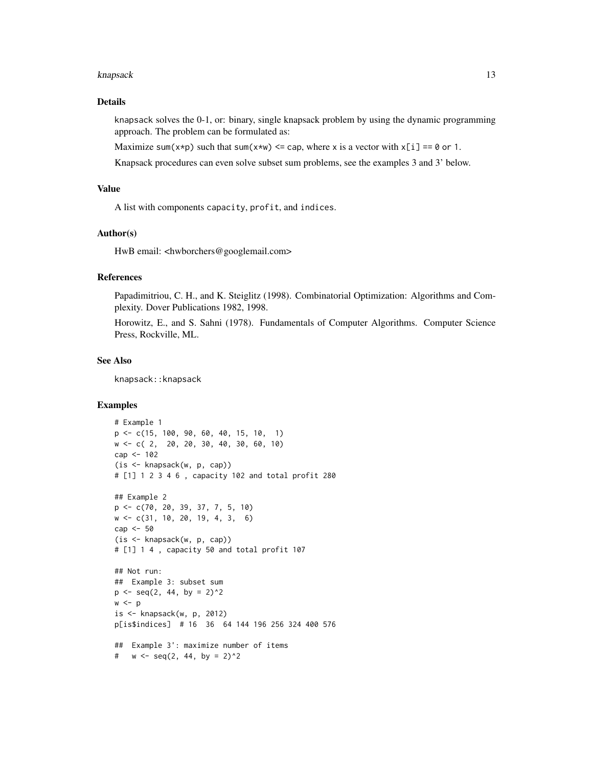## Details

knapsack solves the 0-1, or: binary, single knapsack problem by using the dynamic programming approach. The problem can be formulated as:

Maximize sum(x*p) such that sum(x*w) <= cap, where x is a vector with x[i] == 0 or 1.

Knapsack procedures can even solve subset sum problems, see the examples 3 and 3' below.

## Value

A list with components capacity, profit, and indices.

## Author(s)

HwB email: <hwborchers@googlemail.com>

## References

Papadimitriou, C. H., and K. Steiglitz (1998). Combinatorial Optimization: Algorithms and Complexity. Dover Publications 1982, 1998.

Horowitz, E., and S. Sahni (1978). Fundamentals of Computer Algorithms. Computer Science Press, Rockville, ML.

## See Also

knapsack::knapsack

## Examples

```
# Example 1
p <- c(15, 100, 90, 60, 40, 15, 10,  1)
w <- c( 2,  20, 20, 30, 40, 30, 60, 10)
cap <- 102
(is <- knapsack(w, p, cap))
# [1] 1 2 3 4 6 , capacity 102 and total profit 280

## Example 2
p <- c(70, 20, 39, 37, 7, 5, 10)
w <- c(31, 10, 20, 19, 4, 3,  6)
cap <- 50
(is <- knapsack(w, p, cap))
# [1] 1 4 , capacity 50 and total profit 107

## Not run:
##  Example 3: subset sum
p <- seq(2, 44, by = 2)^2
w <- p
is <- knapsack(w, p, 2012)
p[is$indices]  # 16  36  64 144 196 256 324 400 576

##  Example 3': maximize number of items
#   w <- seq(2, 44, by = 2)^2
```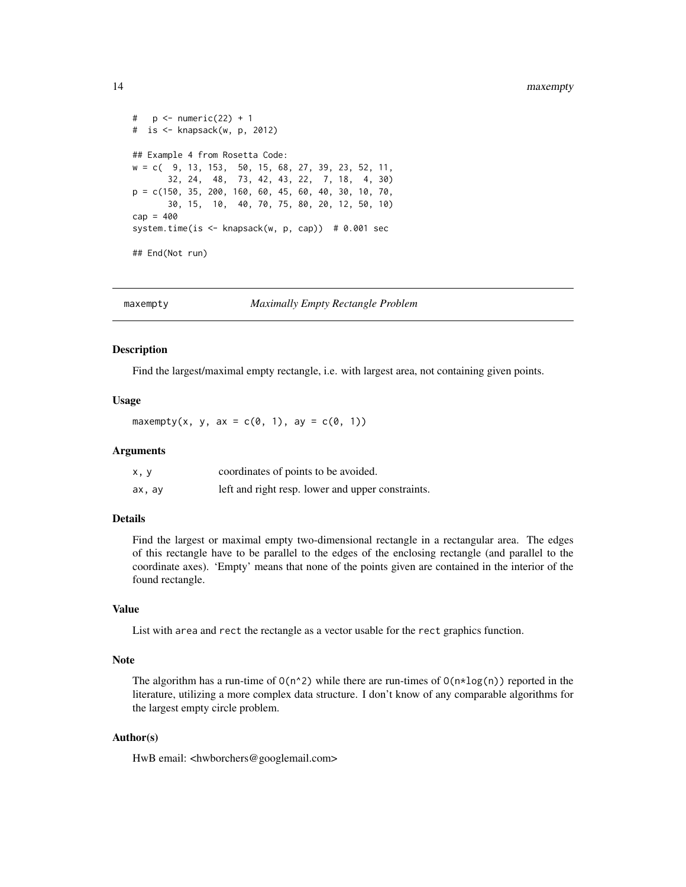```
#   p <- numeric(22) + 1
#  is <- knapsack(w, p, 2012)

## Example 4 from Rosetta Code:
w = c(  9, 13, 153,  50, 15, 68, 27, 39, 23, 52, 11,
       32, 24,  48,  73, 42, 43, 22,  7, 18,  4, 30)
p = c(150, 35, 200, 160, 60, 45, 60, 40, 30, 10, 70,
       30, 15,  10,  40, 70, 75, 80, 20, 12, 50, 10)
cap = 400
system.time(is <- knapsack(w, p, cap))  # 0.001 sec

## End(Not run)
```

## maxempty — *Maximally Empty Rectangle Problem*

### Description

Find the largest/maximal empty rectangle, i.e. with largest area, not containing given points.

### Usage

```
maxempty(x, y, ax = c(0, 1), ay = c(0, 1))
```

### Arguments

| | |
|---|---|
| `x, y` | coordinates of points to be avoided. |
| `ax, ay` | left and right resp. lower and upper constraints. |

### Details

Find the largest or maximal empty two-dimensional rectangle in a rectangular area. The edges of this rectangle have to be parallel to the edges of the enclosing rectangle (and parallel to the coordinate axes). 'Empty' means that none of the points given are contained in the interior of the found rectangle.

### Value

List with `area` and `rect` the rectangle as a vector usable for the `rect` graphics function.

### Note

The algorithm has a run-time of `O(n^2)` while there are run-times of `O(n*log(n))` reported in the literature, utilizing a more complex data structure. I don't know of any comparable algorithms for the largest empty circle problem.

### Author(s)

HwB email: <hwborchers@googlemail.com>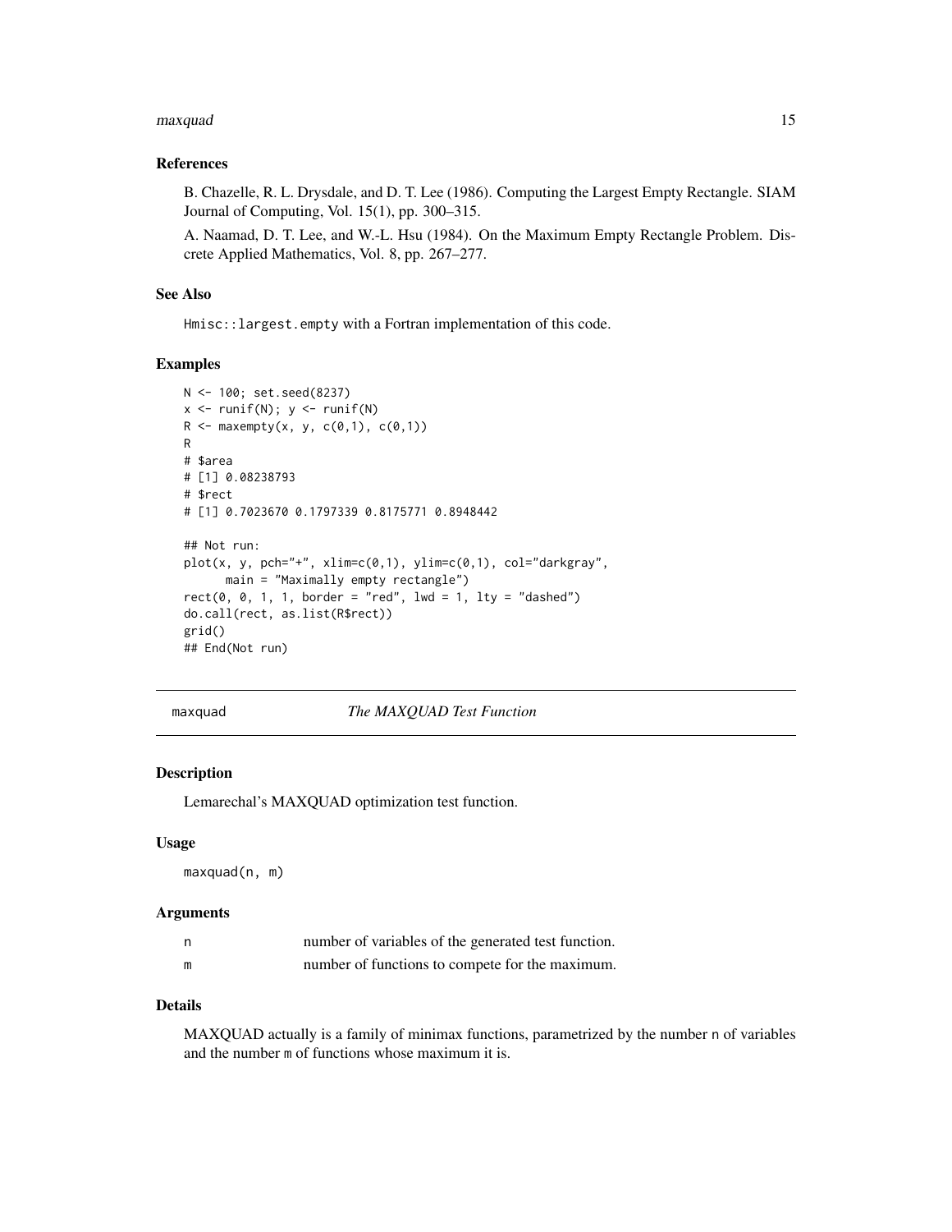### References

B. Chazelle, R. L. Drysdale, and D. T. Lee (1986). Computing the Largest Empty Rectangle. SIAM Journal of Computing, Vol. 15(1), pp. 300–315.

A. Naamad, D. T. Lee, and W.-L. Hsu (1984). On the Maximum Empty Rectangle Problem. Discrete Applied Mathematics, Vol. 8, pp. 267–277.

### See Also

`Hmisc::largest.empty` with a Fortran implementation of this code.

### Examples

```
N <- 100; set.seed(8237)
x <- runif(N); y <- runif(N)
R <- maxempty(x, y, c(0,1), c(0,1))
R
# $area
# [1] 0.08238793
# $rect
# [1] 0.7023670 0.1797339 0.8175771 0.8948442

## Not run:
plot(x, y, pch="+", xlim=c(0,1), ylim=c(0,1), col="darkgray",
      main = "Maximally empty rectangle")
rect(0, 0, 1, 1, border = "red", lwd = 1, lty = "dashed")
do.call(rect, as.list(R$rect))
grid()
## End(Not run)
```

---

## maxquad — *The MAXQUAD Test Function*

### Description

Lemarechal's MAXQUAD optimization test function.

### Usage

```
maxquad(n, m)
```

### Arguments

| | |
|---|---|
| n | number of variables of the generated test function. |
| m | number of functions to compete for the maximum. |

### Details

MAXQUAD actually is a family of minimax functions, parametrized by the number `n` of variables and the number `m` of functions whose maximum it is.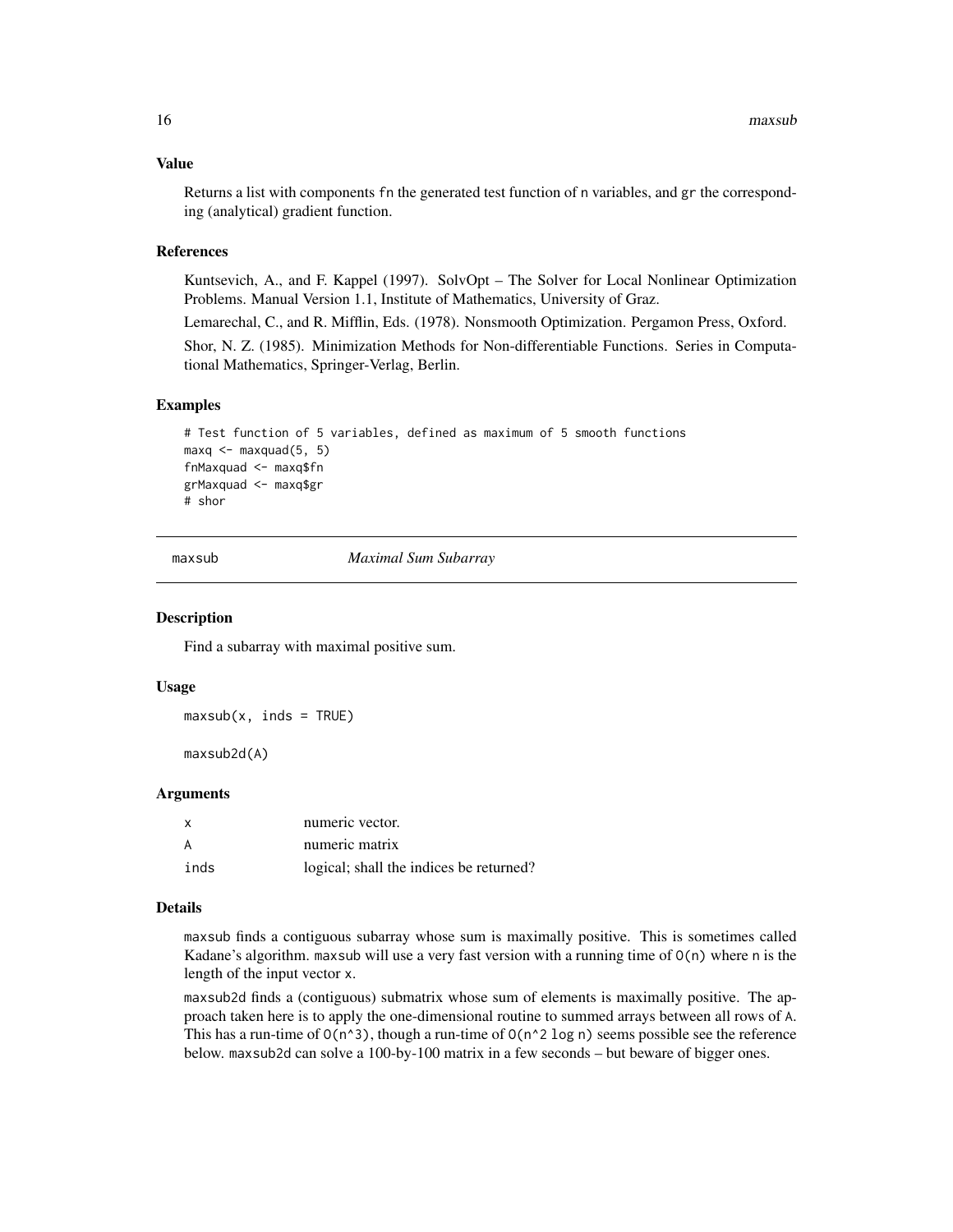### Value

Returns a list with components fn the generated test function of n variables, and gr the corresponding (analytical) gradient function.

### References

Kuntsevich, A., and F. Kappel (1997). SolvOpt – The Solver for Local Nonlinear Optimization Problems. Manual Version 1.1, Institute of Mathematics, University of Graz.

Lemarechal, C., and R. Mifflin, Eds. (1978). Nonsmooth Optimization. Pergamon Press, Oxford.

Shor, N. Z. (1985). Minimization Methods for Non-differentiable Functions. Series in Computational Mathematics, Springer-Verlag, Berlin.

### Examples

```
# Test function of 5 variables, defined as maximum of 5 smooth functions
maxq <- maxquad(5, 5)
fnMaxquad <- maxq$fn
grMaxquad <- maxq$gr
# shor
```

## maxsub — *Maximal Sum Subarray*

### Description

Find a subarray with maximal positive sum.

### Usage

```
maxsub(x, inds = TRUE)

maxsub2d(A)
```

### Arguments

| | |
|---|---|
| x | numeric vector. |
| A | numeric matrix |
| inds | logical; shall the indices be returned? |

### Details

maxsub finds a contiguous subarray whose sum is maximally positive. This is sometimes called Kadane's algorithm. maxsub will use a very fast version with a running time of O(n) where n is the length of the input vector x.

maxsub2d finds a (contiguous) submatrix whose sum of elements is maximally positive. The approach taken here is to apply the one-dimensional routine to summed arrays between all rows of A. This has a run-time of O(n^3), though a run-time of O(n^2 log n) seems possible see the reference below. maxsub2d can solve a 100-by-100 matrix in a few seconds – but beware of bigger ones.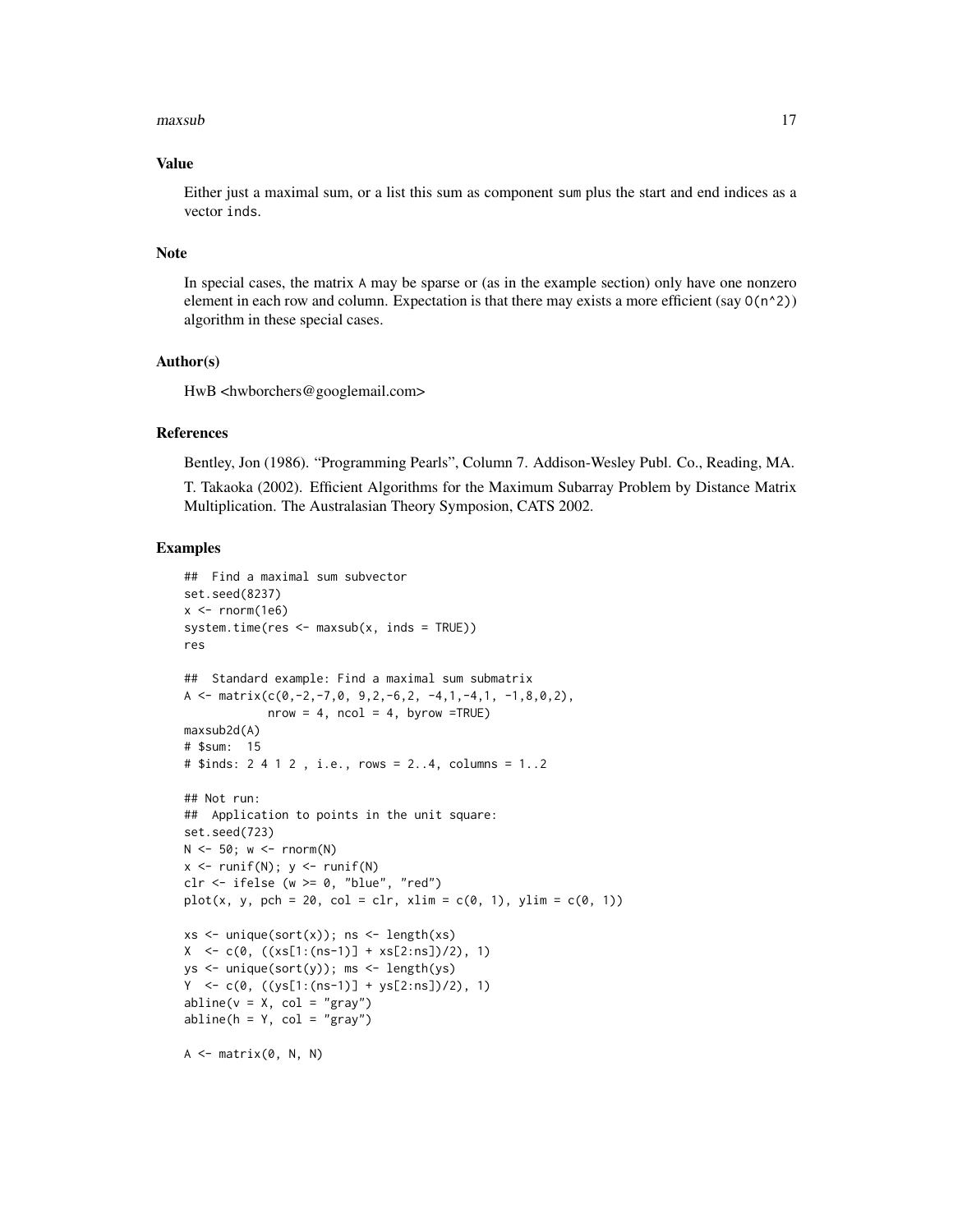### Value

Either just a maximal sum, or a list this sum as component sum plus the start and end indices as a vector inds.

### Note

In special cases, the matrix A may be sparse or (as in the example section) only have one nonzero element in each row and column. Expectation is that there may exists a more efficient (say O(n^2)) algorithm in these special cases.

### Author(s)

HwB <hwborchers@googlemail.com>

### References

Bentley, Jon (1986). "Programming Pearls", Column 7. Addison-Wesley Publ. Co., Reading, MA.

T. Takaoka (2002). Efficient Algorithms for the Maximum Subarray Problem by Distance Matrix Multiplication. The Australasian Theory Symposion, CATS 2002.

### Examples

```
##  Find a maximal sum subvector
set.seed(8237)
x <- rnorm(1e6)
system.time(res <- maxsub(x, inds = TRUE))
res

##  Standard example: Find a maximal sum submatrix
A <- matrix(c(0,-2,-7,0, 9,2,-6,2, -4,1,-4,1, -1,8,0,2),
            nrow = 4, ncol = 4, byrow =TRUE)
maxsub2d(A)
# $sum:  15
# $inds: 2 4 1 2 , i.e., rows = 2..4, columns = 1..2

## Not run:
##  Application to points in the unit square:
set.seed(723)
N <- 50; w <- rnorm(N)
x <- runif(N); y <- runif(N)
clr <- ifelse (w >= 0, "blue", "red")
plot(x, y, pch = 20, col = clr, xlim = c(0, 1), ylim = c(0, 1))

xs <- unique(sort(x)); ns <- length(xs)
X  <- c(0, ((xs[1:(ns-1)] + xs[2:ns])/2), 1)
ys <- unique(sort(y)); ms <- length(ys)
Y  <- c(0, ((ys[1:(ns-1)] + ys[2:ns])/2), 1)
abline(v = X, col = "gray")
abline(h = Y, col = "gray")

A <- matrix(0, N, N)
```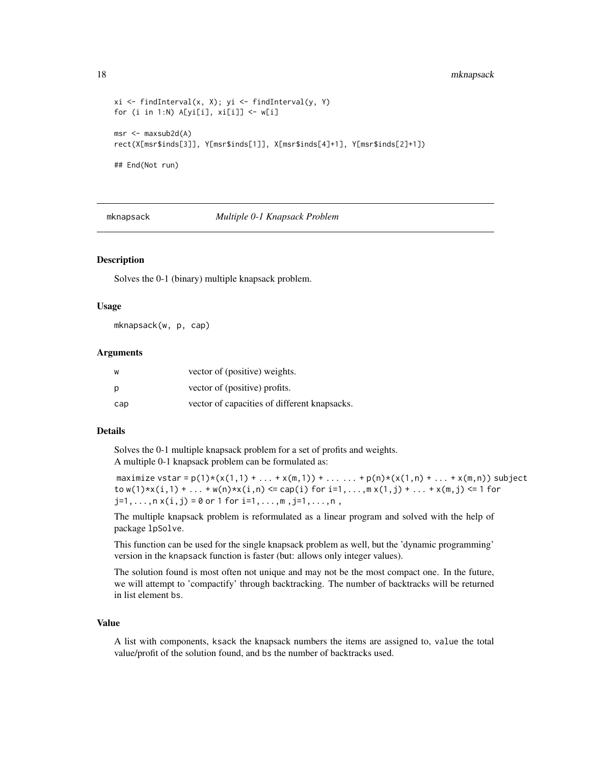```
xi <- findInterval(x, X); yi <- findInterval(y, Y)
for (i in 1:N) A[yi[i], xi[i]] <- w[i]

msr <- maxsub2d(A)
rect(X[msr$inds[3]], Y[msr$inds[1]], X[msr$inds[4]+1], Y[msr$inds[2]+1])

## End(Not run)
```

---

mknapsack *Multiple 0-1 Knapsack Problem*

---

## Description

Solves the 0-1 (binary) multiple knapsack problem.

## Usage

```
mknapsack(w, p, cap)
```

## Arguments

| | |
|---|---|
| w | vector of (positive) weights. |
| p | vector of (positive) profits. |
| cap | vector of capacities of different knapsacks. |

## Details

Solves the 0-1 multiple knapsack problem for a set of profits and weights.
A multiple 0-1 knapsack problem can be formulated as:

maximize vstar = p(1)*(x(1,1) + ... + x(m,1)) + ... ... + p(n)*(x(1,n) + ... + x(m,n)) subject to w(1)*x(i,1) + ... + w(n)*x(i,n) <= cap(i) for i=1,...,m x(1,j) + ... + x(m,j) <= 1 for j=1,...,n x(i,j) = 0 or 1 for i=1,...,m ,j=1,...,n ,

The multiple knapsack problem is reformulated as a linear program and solved with the help of package lpSolve.

This function can be used for the single knapsack problem as well, but the 'dynamic programming' version in the knapsack function is faster (but: allows only integer values).

The solution found is most often not unique and may not be the most compact one. In the future, we will attempt to 'compactify' through backtracking. The number of backtracks will be returned in list element bs.

## Value

A list with components, ksack the knapsack numbers the items are assigned to, value the total value/profit of the solution found, and bs the number of backtracks used.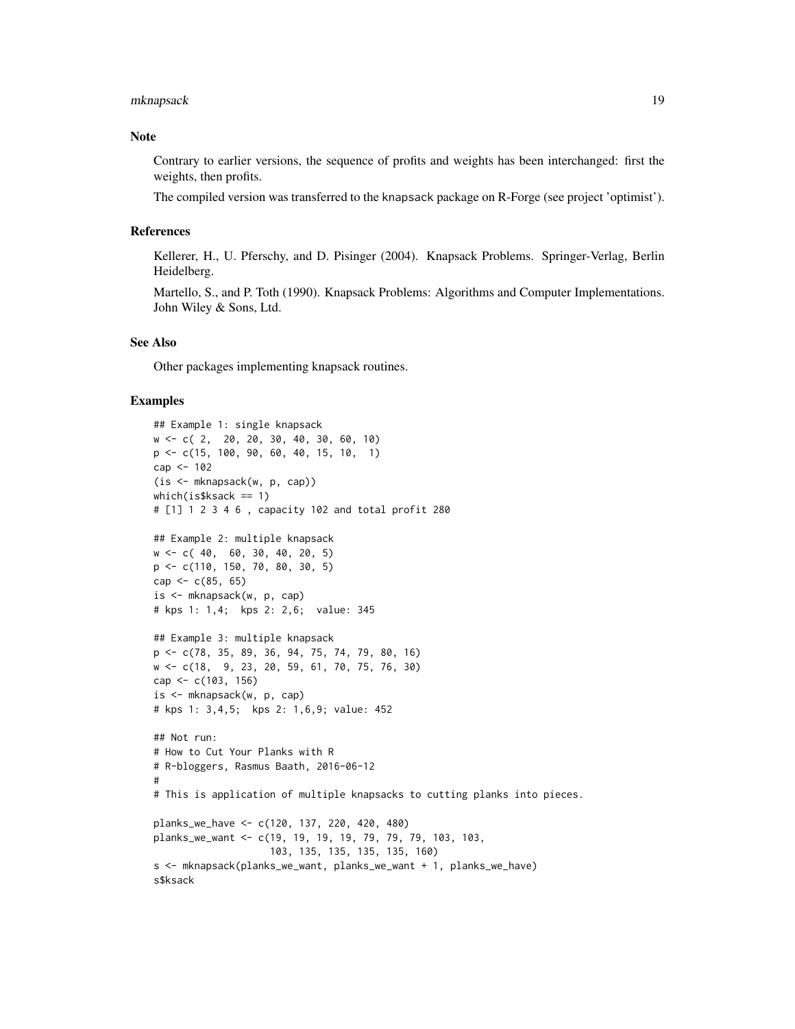## Note

Contrary to earlier versions, the sequence of profits and weights has been interchanged: first the weights, then profits.

The compiled version was transferred to the knapsack package on R-Forge (see project 'optimist').

## References

Kellerer, H., U. Pferschy, and D. Pisinger (2004). Knapsack Problems. Springer-Verlag, Berlin Heidelberg.

Martello, S., and P. Toth (1990). Knapsack Problems: Algorithms and Computer Implementations. John Wiley & Sons, Ltd.

## See Also

Other packages implementing knapsack routines.

## Examples

```
## Example 1: single knapsack
w <- c( 2,  20, 20, 30, 40, 30, 60, 10)
p <- c(15, 100, 90, 60, 40, 15, 10,  1)
cap <- 102
(is <- mknapsack(w, p, cap))
which(is$ksack == 1)
# [1] 1 2 3 4 6 , capacity 102 and total profit 280

## Example 2: multiple knapsack
w <- c( 40,  60, 30, 40, 20, 5)
p <- c(110, 150, 70, 80, 30, 5)
cap <- c(85, 65)
is <- mknapsack(w, p, cap)
# kps 1: 1,4;  kps 2: 2,6;  value: 345

## Example 3: multiple knapsack
p <- c(78, 35, 89, 36, 94, 75, 74, 79, 80, 16)
w <- c(18,  9, 23, 20, 59, 61, 70, 75, 76, 30)
cap <- c(103, 156)
is <- mknapsack(w, p, cap)
# kps 1: 3,4,5;  kps 2: 1,6,9; value: 452

## Not run:
# How to Cut Your Planks with R
# R-bloggers, Rasmus Baath, 2016-06-12
#
# This is application of multiple knapsacks to cutting planks into pieces.

planks_we_have <- c(120, 137, 220, 420, 480)
planks_we_want <- c(19, 19, 19, 19, 79, 79, 79, 103, 103,
                    103, 135, 135, 135, 135, 160)
s <- mknapsack(planks_we_want, planks_we_want + 1, planks_we_have)
s$ksack
```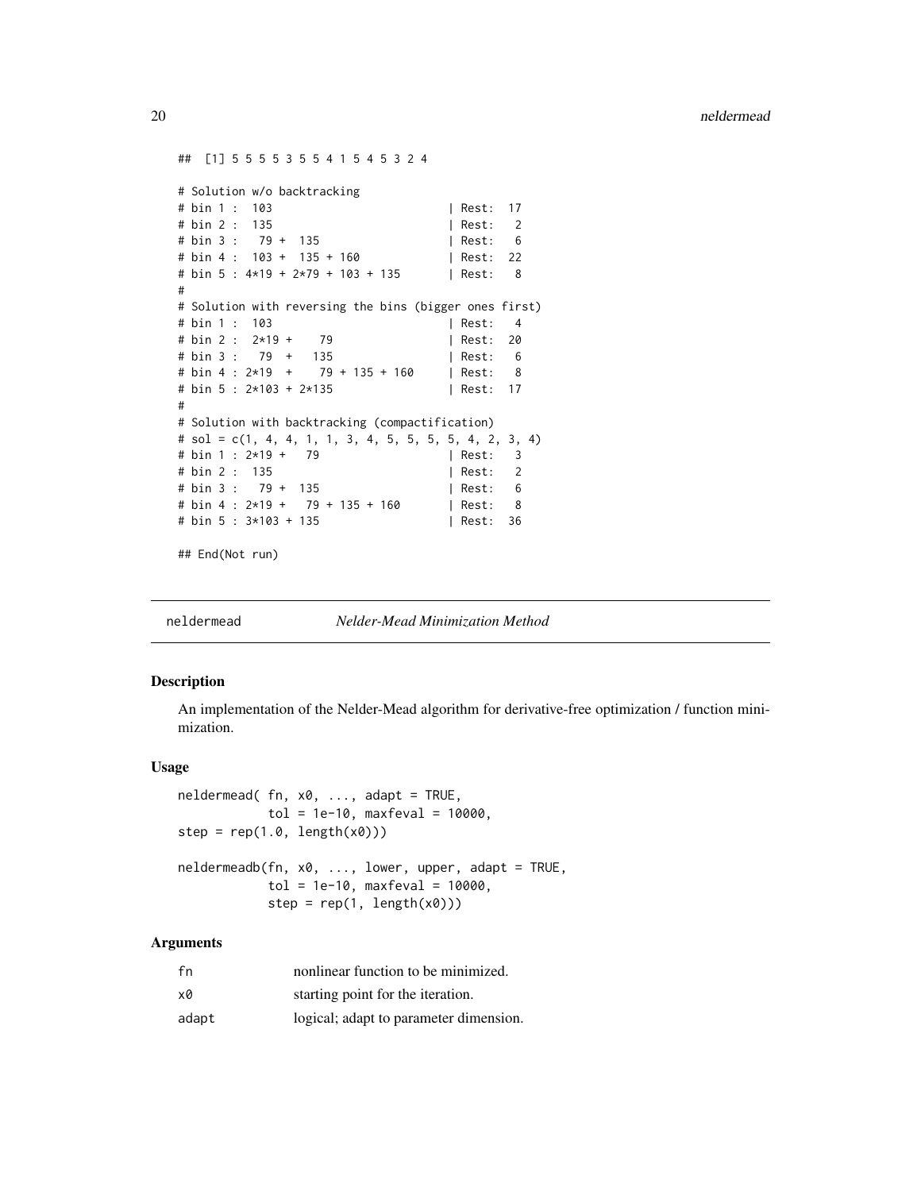```
## [1] 5 5 5 5 3 5 5 4 1 5 4 5 3 2 4

# Solution w/o backtracking
# bin 1 :  103                          | Rest:  17
# bin 2 :  135                          | Rest:   2
# bin 3 :   79 +  135                   | Rest:   6
# bin 4 :  103 +  135 + 160             | Rest:  22
# bin 5 : 4*19 + 2*79 + 103 + 135       | Rest:   8
#
# Solution with reversing the bins (bigger ones first)
# bin 1 :  103                          | Rest:   4
# bin 2 :  2*19 +    79                 | Rest:  20
# bin 3 :   79  +   135                 | Rest:   6
# bin 4 : 2*19  +    79 + 135 + 160     | Rest:   8
# bin 5 : 2*103 + 2*135                 | Rest:  17
#
# Solution with backtracking (compactification)
# sol = c(1, 4, 4, 1, 1, 3, 4, 5, 5, 5, 5, 4, 2, 3, 4)
# bin 1 : 2*19 +   79                   | Rest:   3
# bin 2 :  135                          | Rest:   2
# bin 3 :   79 +  135                   | Rest:   6
# bin 4 : 2*19 +   79 + 135 + 160       | Rest:   8
# bin 5 : 3*103 + 135                   | Rest:  36

## End(Not run)
```

---

neldermead — *Nelder-Mead Minimization Method*

---

### Description

An implementation of the Nelder-Mead algorithm for derivative-free optimization / function minimization.

### Usage

```
neldermead( fn, x0, ..., adapt = TRUE,
            tol = 1e-10, maxfeval = 10000,
step = rep(1.0, length(x0)))

neldermeadb(fn, x0, ..., lower, upper, adapt = TRUE,
            tol = 1e-10, maxfeval = 10000,
            step = rep(1, length(x0)))
```

### Arguments

| | |
|---|---|
| fn | nonlinear function to be minimized. |
| x0 | starting point for the iteration. |
| adapt | logical; adapt to parameter dimension. |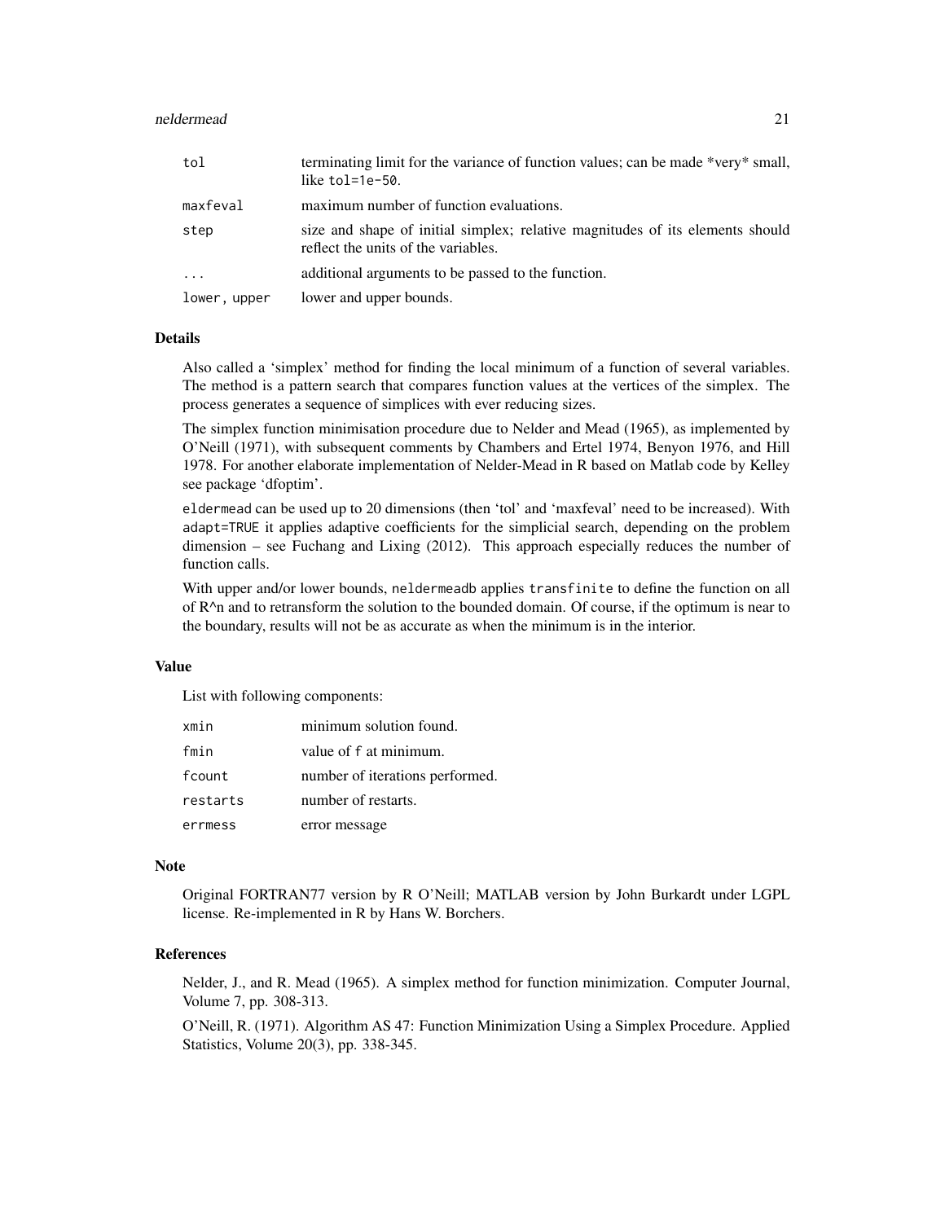| | |
|---|---|
| `tol` | terminating limit for the variance of function values; can be made *very* small, like `tol=1e-50`. |
| `maxfeval` | maximum number of function evaluations. |
| `step` | size and shape of initial simplex; relative magnitudes of its elements should reflect the units of the variables. |
| `...` | additional arguments to be passed to the function. |
| `lower, upper` | lower and upper bounds. |

## Details

Also called a 'simplex' method for finding the local minimum of a function of several variables. The method is a pattern search that compares function values at the vertices of the simplex. The process generates a sequence of simplices with ever reducing sizes.

The simplex function minimisation procedure due to Nelder and Mead (1965), as implemented by O'Neill (1971), with subsequent comments by Chambers and Ertel 1974, Benyon 1976, and Hill 1978. For another elaborate implementation of Nelder-Mead in R based on Matlab code by Kelley see package 'dfoptim'.

`eldermead` can be used up to 20 dimensions (then 'tol' and 'maxfeval' need to be increased). With `adapt=TRUE` it applies adaptive coefficients for the simplicial search, depending on the problem dimension – see Fuchang and Lixing (2012). This approach especially reduces the number of function calls.

With upper and/or lower bounds, `neldermeadb` applies `transfinite` to define the function on all of R^n and to retransform the solution to the bounded domain. Of course, if the optimum is near to the boundary, results will not be as accurate as when the minimum is in the interior.

## Value

List with following components:

| | |
|---|---|
| `xmin` | minimum solution found. |
| `fmin` | value of `f` at minimum. |
| `fcount` | number of iterations performed. |
| `restarts` | number of restarts. |
| `errmess` | error message |

## Note

Original FORTRAN77 version by R O'Neill; MATLAB version by John Burkardt under LGPL license. Re-implemented in R by Hans W. Borchers.

## References

Nelder, J., and R. Mead (1965). A simplex method for function minimization. Computer Journal, Volume 7, pp. 308-313.

O'Neill, R. (1971). Algorithm AS 47: Function Minimization Using a Simplex Procedure. Applied Statistics, Volume 20(3), pp. 338-345.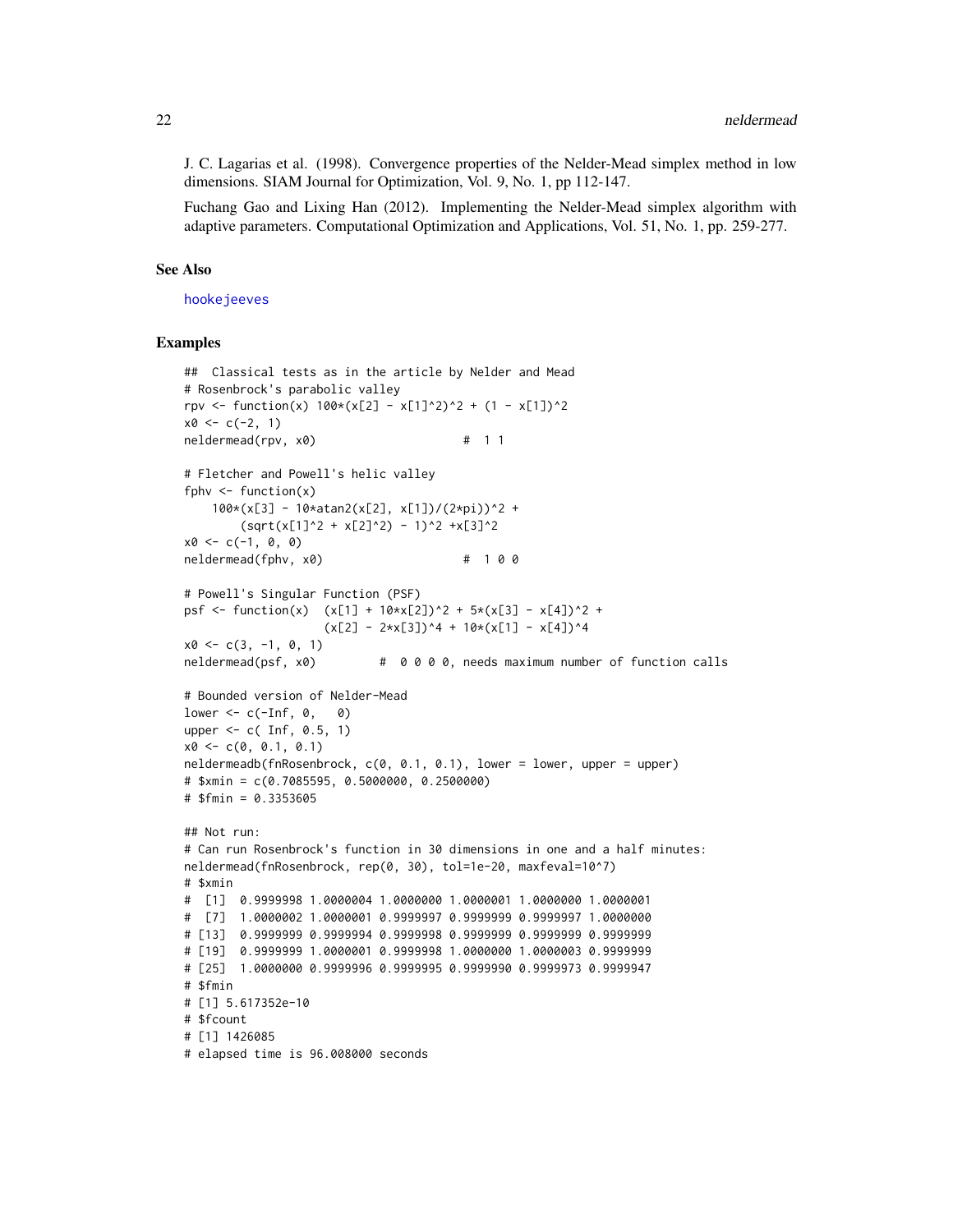J. C. Lagarias et al. (1998). Convergence properties of the Nelder-Mead simplex method in low dimensions. SIAM Journal for Optimization, Vol. 9, No. 1, pp 112-147.

Fuchang Gao and Lixing Han (2012). Implementing the Nelder-Mead simplex algorithm with adaptive parameters. Computational Optimization and Applications, Vol. 51, No. 1, pp. 259-277.

### See Also

hookejeeves

### Examples

```
##  Classical tests as in the article by Nelder and Mead
# Rosenbrock's parabolic valley
rpv <- function(x) 100*(x[2] - x[1]^2)^2 + (1 - x[1])^2
x0 <- c(-2, 1)
neldermead(rpv, x0)                     #  1 1

# Fletcher and Powell's helic valley
fphv <- function(x)
    100*(x[3] - 10*atan2(x[2], x[1])/(2*pi))^2 +
        (sqrt(x[1]^2 + x[2]^2) - 1)^2 +x[3]^2
x0 <- c(-1, 0, 0)
neldermead(fphv, x0)                    #  1 0 0

# Powell's Singular Function (PSF)
psf <- function(x)  (x[1] + 10*x[2])^2 + 5*(x[3] - x[4])^2 +
                    (x[2] - 2*x[3])^4 + 10*(x[1] - x[4])^4
x0 <- c(3, -1, 0, 1)
neldermead(psf, x0)         #  0 0 0 0, needs maximum number of function calls

# Bounded version of Nelder-Mead
lower <- c(-Inf, 0,   0)
upper <- c( Inf, 0.5, 1)
x0 <- c(0, 0.1, 0.1)
neldermeadb(fnRosenbrock, c(0, 0.1, 0.1), lower = lower, upper = upper)
# $xmin = c(0.7085595, 0.5000000, 0.2500000)
# $fmin = 0.3353605

## Not run:
# Can run Rosenbrock's function in 30 dimensions in one and a half minutes:
neldermead(fnRosenbrock, rep(0, 30), tol=1e-20, maxfeval=10^7)
# $xmin
#  [1]  0.9999998 1.0000004 1.0000000 1.0000001 1.0000000 1.0000001
#  [7]  1.0000002 1.0000001 0.9999997 0.9999999 0.9999997 1.0000000
# [13]  0.9999999 0.9999994 0.9999998 0.9999999 0.9999999 0.9999999
# [19]  0.9999999 1.0000001 0.9999998 1.0000000 1.0000003 0.9999999
# [25]  1.0000000 0.9999996 0.9999995 0.9999990 0.9999973 0.9999947
# $fmin
# [1] 5.617352e-10
# $fcount
# [1] 1426085
# elapsed time is 96.008000 seconds
```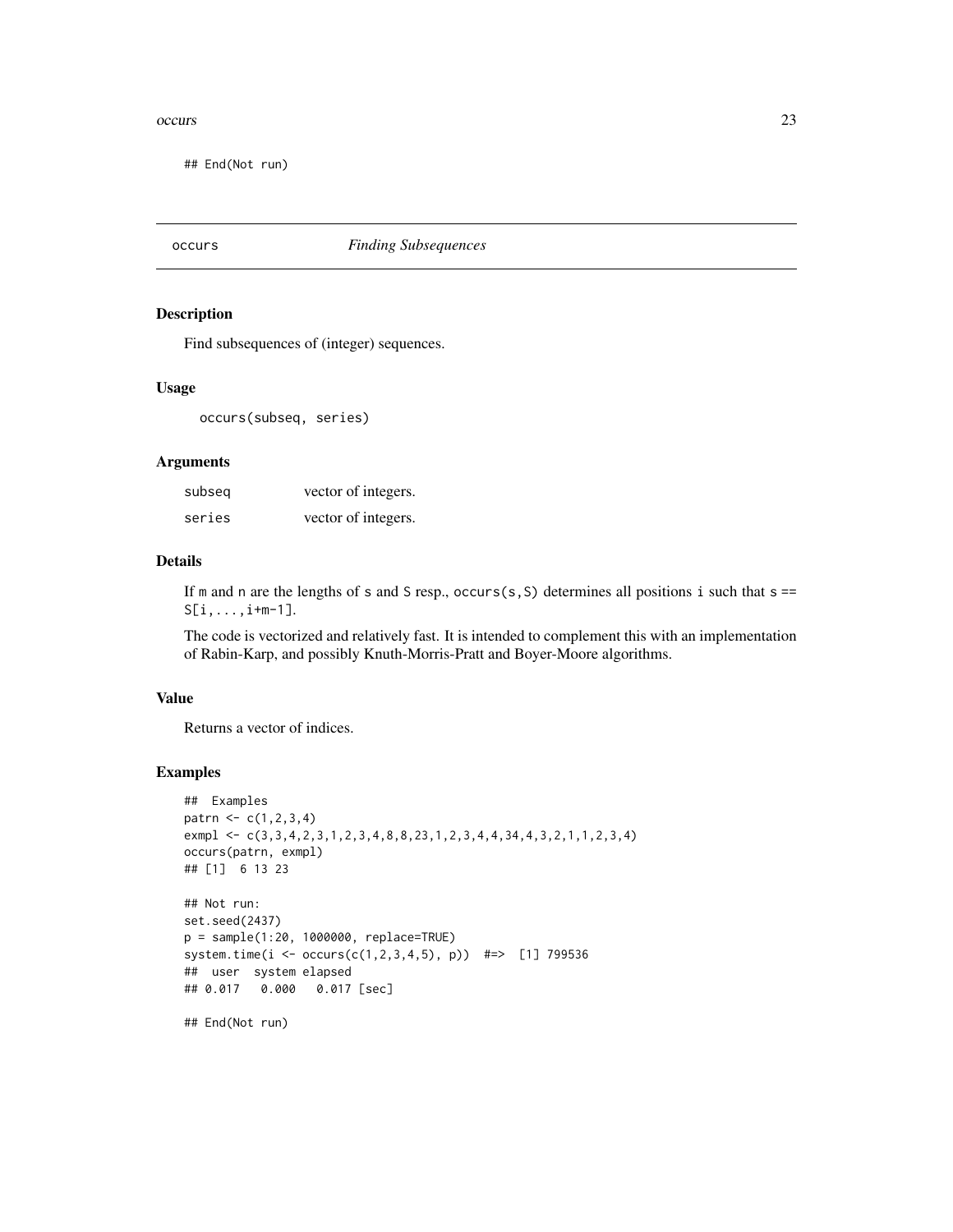```
## End(Not run)
```

## occurs — *Finding Subsequences*

### Description

Find subsequences of (integer) sequences.

### Usage

```
occurs(subseq, series)
```

### Arguments

| | |
|---|---|
| subseq | vector of integers. |
| series | vector of integers. |

### Details

If m and n are the lengths of s and S resp., occurs(s,S) determines all positions i such that s == S[i,...,i+m-1].

The code is vectorized and relatively fast. It is intended to complement this with an implementation of Rabin-Karp, and possibly Knuth-Morris-Pratt and Boyer-Moore algorithms.

### Value

Returns a vector of indices.

### Examples

```
##  Examples
patrn <- c(1,2,3,4)
exmpl <- c(3,3,4,2,3,1,2,3,4,8,8,23,1,2,3,4,4,34,4,3,2,1,1,2,3,4)
occurs(patrn, exmpl)
## [1]  6 13 23

## Not run:
set.seed(2437)
p = sample(1:20, 1000000, replace=TRUE)
system.time(i <- occurs(c(1,2,3,4,5), p))  #=>  [1] 799536
##  user  system elapsed
## 0.017   0.000   0.017 [sec]

## End(Not run)
```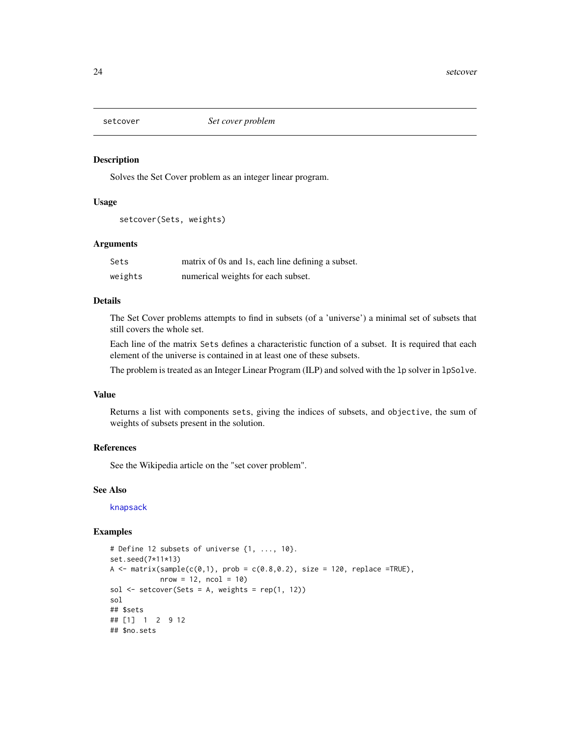# setcover — *Set cover problem*

## Description

Solves the Set Cover problem as an integer linear program.

## Usage

```
setcover(Sets, weights)
```

## Arguments

| | |
|---|---|
| `Sets` | matrix of 0s and 1s, each line defining a subset. |
| `weights` | numerical weights for each subset. |

## Details

The Set Cover problems attempts to find in subsets (of a 'universe') a minimal set of subsets that still covers the whole set.

Each line of the matrix `Sets` defines a characteristic function of a subset. It is required that each element of the universe is contained in at least one of these subsets.

The problem is treated as an Integer Linear Program (ILP) and solved with the `lp` solver in `lpSolve`.

## Value

Returns a list with components `sets`, giving the indices of subsets, and `objective`, the sum of weights of subsets present in the solution.

## References

See the Wikipedia article on the "set cover problem".

## See Also

`knapsack`

## Examples

```
# Define 12 subsets of universe {1, ..., 10}.
set.seed(7*11*13)
A <- matrix(sample(c(0,1), prob = c(0.8,0.2), size = 120, replace =TRUE),
            nrow = 12, ncol = 10)
sol <- setcover(Sets = A, weights = rep(1, 12))
sol
## $sets
## [1]  1  2  9 12
## $no.sets
```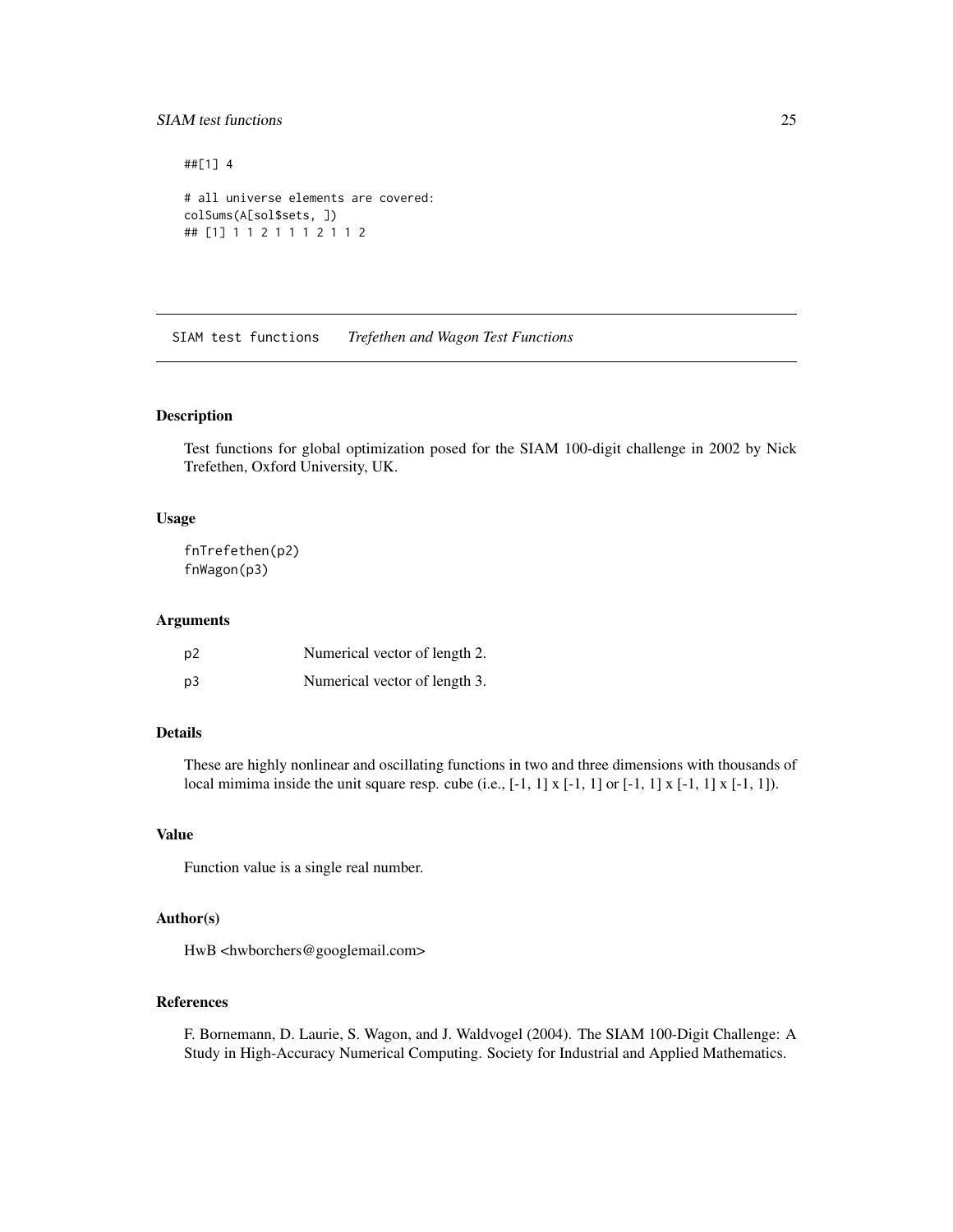```
##[1] 4

# all universe elements are covered:
colSums(A[sol$sets, ])
## [1] 1 1 2 1 1 1 2 1 1 2
```

---

SIAM test functions    *Trefethen and Wagon Test Functions*

---

## Description

Test functions for global optimization posed for the SIAM 100-digit challenge in 2002 by Nick Trefethen, Oxford University, UK.

## Usage

```
fnTrefethen(p2)
fnWagon(p3)
```

## Arguments

| | |
|---|---|
| p2 | Numerical vector of length 2. |
| p3 | Numerical vector of length 3. |

## Details

These are highly nonlinear and oscillating functions in two and three dimensions with thousands of local mimima inside the unit square resp. cube (i.e., [-1, 1] x [-1, 1] or [-1, 1] x [-1, 1] x [-1, 1]).

## Value

Function value is a single real number.

## Author(s)

HwB <hwborchers@googlemail.com>

## References

F. Bornemann, D. Laurie, S. Wagon, and J. Waldvogel (2004). The SIAM 100-Digit Challenge: A Study in High-Accuracy Numerical Computing. Society for Industrial and Applied Mathematics.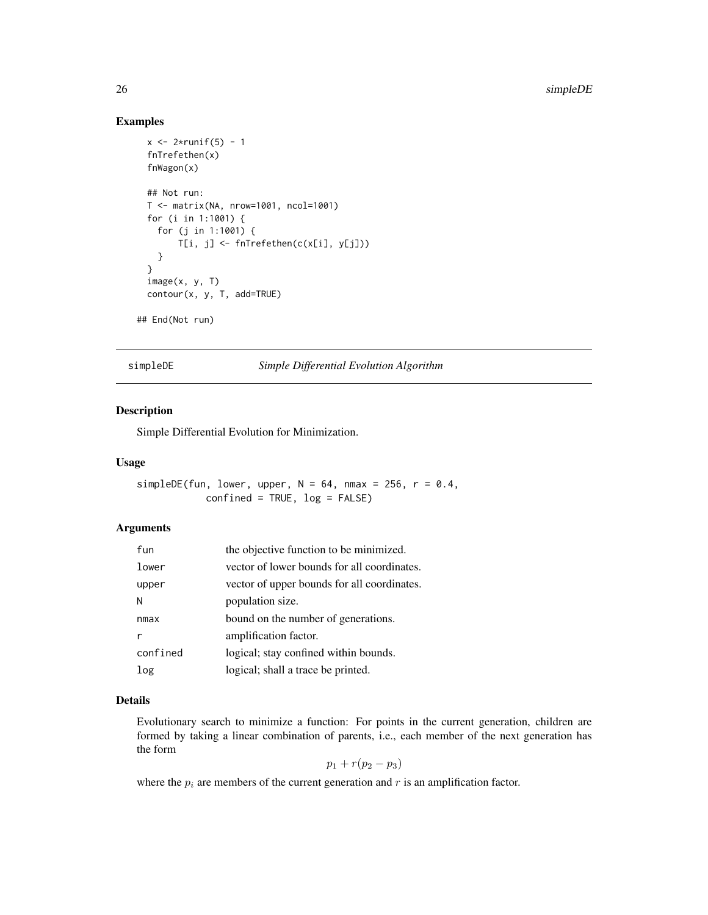## Examples

```
x <- 2*runif(5) - 1
fnTrefethen(x)
fnWagon(x)

## Not run:
T <- matrix(NA, nrow=1001, ncol=1001)
for (i in 1:1001) {
  for (j in 1:1001) {
      T[i, j] <- fnTrefethen(c(x[i], y[j]))
  }
}
image(x, y, T)
contour(x, y, T, add=TRUE)

## End(Not run)
```

---

# simpleDE — *Simple Differential Evolution Algorithm*

## Description

Simple Differential Evolution for Minimization.

## Usage

```
simpleDE(fun, lower, upper, N = 64, nmax = 256, r = 0.4,
            confined = TRUE, log = FALSE)
```

## Arguments

| | |
|---|---|
| fun | the objective function to be minimized. |
| lower | vector of lower bounds for all coordinates. |
| upper | vector of upper bounds for all coordinates. |
| N | population size. |
| nmax | bound on the number of generations. |
| r | amplification factor. |
| confined | logical; stay confined within bounds. |
| log | logical; shall a trace be printed. |

## Details

Evolutionary search to minimize a function: For points in the current generation, children are formed by taking a linear combination of parents, i.e., each member of the next generation has the form

$$p_1 + r(p_2 - p_3)$$

where the $p_i$ are members of the current generation and $r$ is an amplification factor.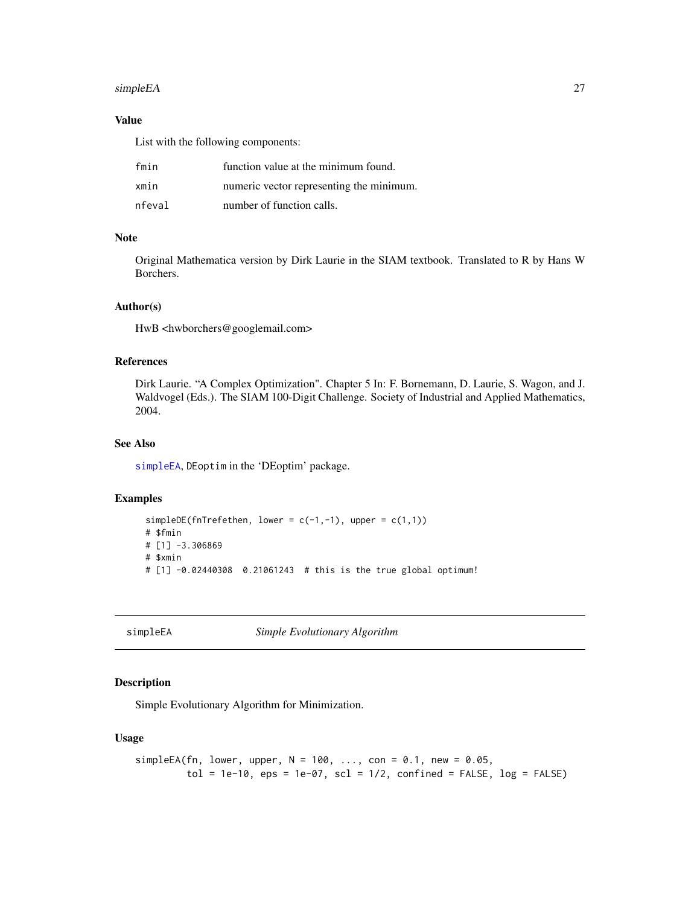### Value

List with the following components:

| | |
|---|---|
| fmin | function value at the minimum found. |
| xmin | numeric vector representing the minimum. |
| nfeval | number of function calls. |

### Note

Original Mathematica version by Dirk Laurie in the SIAM textbook. Translated to R by Hans W Borchers.

### Author(s)

HwB <hwborchers@googlemail.com>

### References

Dirk Laurie. "A Complex Optimization". Chapter 5 In: F. Bornemann, D. Laurie, S. Wagon, and J. Waldvogel (Eds.). The SIAM 100-Digit Challenge. Society of Industrial and Applied Mathematics, 2004.

### See Also

simpleEA, DEoptim in the 'DEoptim' package.

### Examples

```
simpleDE(fnTrefethen, lower = c(-1,-1), upper = c(1,1))
# $fmin
# [1] -3.306869
# $xmin
# [1] -0.02440308  0.21061243  # this is the true global optimum!
```

## simpleEA — *Simple Evolutionary Algorithm*

### Description

Simple Evolutionary Algorithm for Minimization.

### Usage

```
simpleEA(fn, lower, upper, N = 100, ..., con = 0.1, new = 0.05,
         tol = 1e-10, eps = 1e-07, scl = 1/2, confined = FALSE, log = FALSE)
```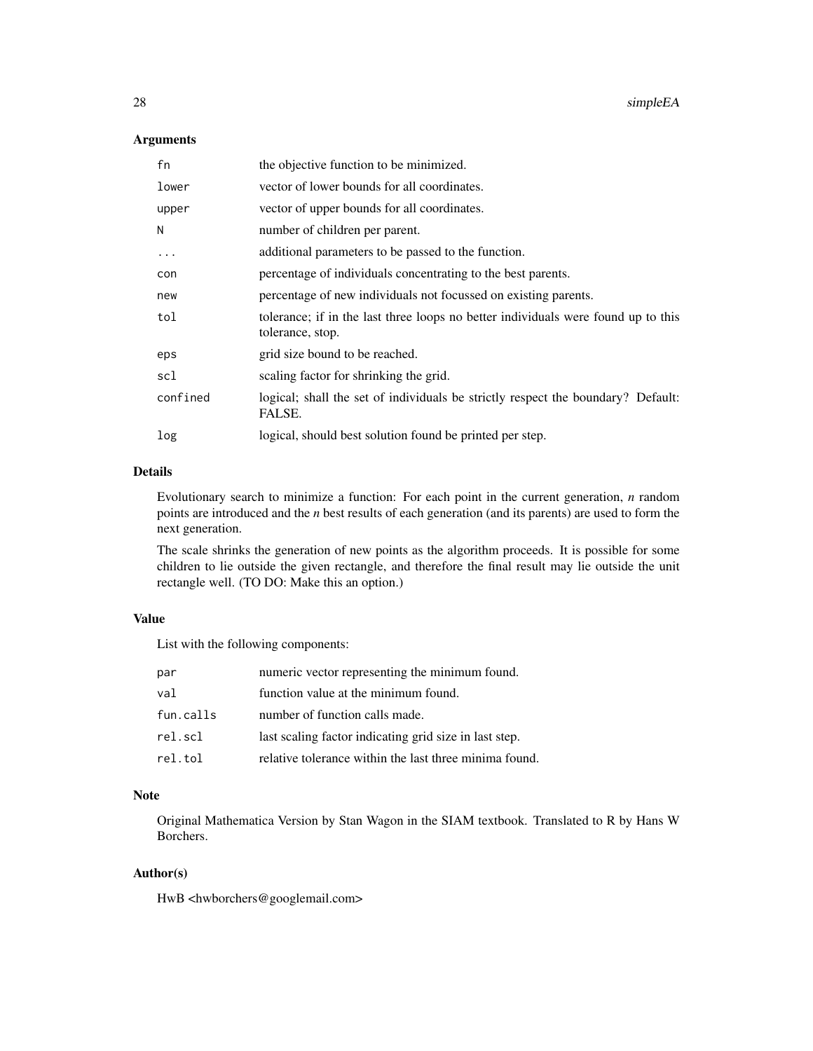## Arguments

| | |
|---|---|
| `fn` | the objective function to be minimized. |
| `lower` | vector of lower bounds for all coordinates. |
| `upper` | vector of upper bounds for all coordinates. |
| `N` | number of children per parent. |
| `...` | additional parameters to be passed to the function. |
| `con` | percentage of individuals concentrating to the best parents. |
| `new` | percentage of new individuals not focussed on existing parents. |
| `tol` | tolerance; if in the last three loops no better individuals were found up to this tolerance, stop. |
| `eps` | grid size bound to be reached. |
| `scl` | scaling factor for shrinking the grid. |
| `confined` | logical; shall the set of individuals be strictly respect the boundary? Default: FALSE. |
| `log` | logical, should best solution found be printed per step. |

## Details

Evolutionary search to minimize a function: For each point in the current generation, *n* random points are introduced and the *n* best results of each generation (and its parents) are used to form the next generation.

The scale shrinks the generation of new points as the algorithm proceeds. It is possible for some children to lie outside the given rectangle, and therefore the final result may lie outside the unit rectangle well. (TO DO: Make this an option.)

## Value

List with the following components:

| | |
|---|---|
| `par` | numeric vector representing the minimum found. |
| `val` | function value at the minimum found. |
| `fun.calls` | number of function calls made. |
| `rel.scl` | last scaling factor indicating grid size in last step. |
| `rel.tol` | relative tolerance within the last three minima found. |

## Note

Original Mathematica Version by Stan Wagon in the SIAM textbook. Translated to R by Hans W Borchers.

## Author(s)

HwB <hwborchers@googlemail.com>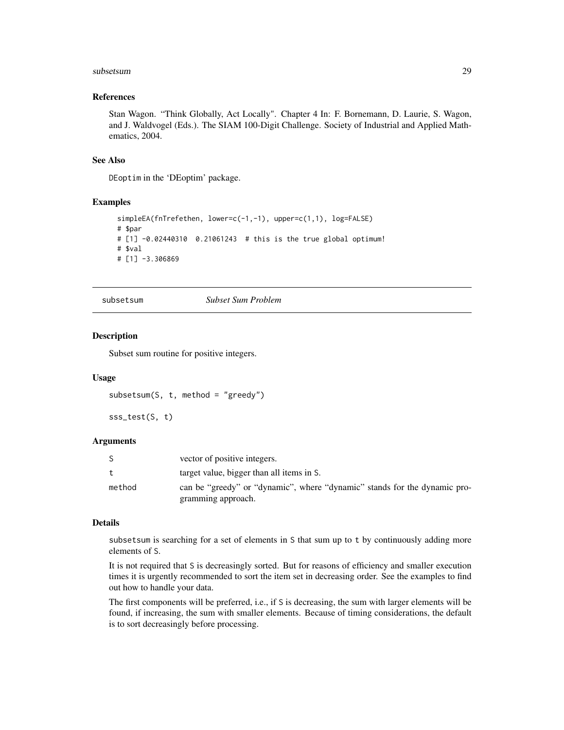### References

Stan Wagon. “Think Globally, Act Locally". Chapter 4 In: F. Bornemann, D. Laurie, S. Wagon, and J. Waldvogel (Eds.). The SIAM 100-Digit Challenge. Society of Industrial and Applied Mathematics, 2004.

### See Also

DEoptim in the 'DEoptim' package.

### Examples

```
simpleEA(fnTrefethen, lower=c(-1,-1), upper=c(1,1), log=FALSE)
# $par
# [1] -0.02440310  0.21061243  # this is the true global optimum!
# $val
# [1] -3.306869
```

---

## subsetsum &nbsp;&nbsp;&nbsp;&nbsp; *Subset Sum Problem*

---

### Description

Subset sum routine for positive integers.

### Usage

```
subsetsum(S, t, method = "greedy")

sss_test(S, t)
```

### Arguments

| | |
|---|---|
| S | vector of positive integers. |
| t | target value, bigger than all items in S. |
| method | can be “greedy” or “dynamic”, where “dynamic” stands for the dynamic programming approach. |

### Details

subsetsum is searching for a set of elements in S that sum up to t by continuously adding more elements of S.

It is not required that S is decreasingly sorted. But for reasons of efficiency and smaller execution times it is urgently recommended to sort the item set in decreasing order. See the examples to find out how to handle your data.

The first components will be preferred, i.e., if S is decreasing, the sum with larger elements will be found, if increasing, the sum with smaller elements. Because of timing considerations, the default is to sort decreasingly before processing.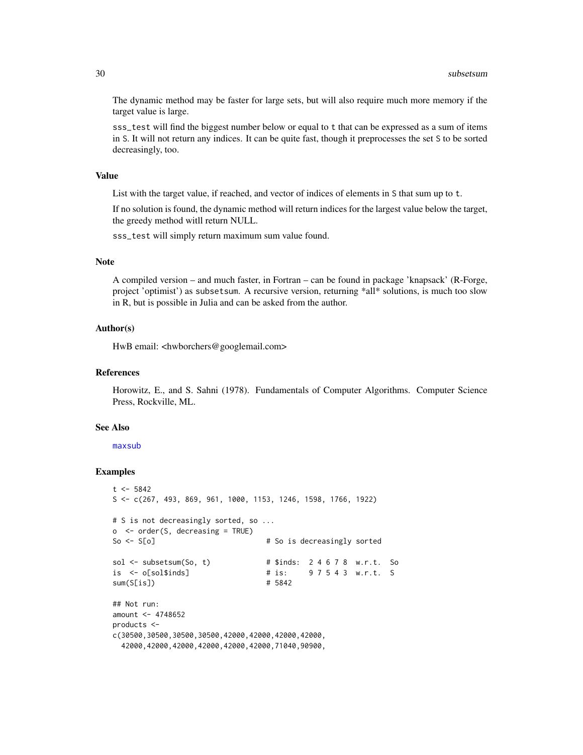The dynamic method may be faster for large sets, but will also require much more memory if the target value is large.

`sss_test` will find the biggest number below or equal to `t` that can be expressed as a sum of items in `S`. It will not return any indices. It can be quite fast, though it preprocesses the set `S` to be sorted decreasingly, too.

## Value

List with the target value, if reached, and vector of indices of elements in `S` that sum up to `t`.

If no solution is found, the dynamic method will return indices for the largest value below the target, the greedy method witll return NULL.

`sss_test` will simply return maximum sum value found.

## Note

A compiled version – and much faster, in Fortran – can be found in package 'knapsack' (R-Forge, project 'optimist') as `subsetsum`. A recursive version, returning *all* solutions, is much too slow in R, but is possible in Julia and can be asked from the author.

## Author(s)

HwB email: <hwborchers@googlemail.com>

## References

Horowitz, E., and S. Sahni (1978). Fundamentals of Computer Algorithms. Computer Science Press, Rockville, ML.

## See Also

maxsub

## Examples

```
t <- 5842
S <- c(267, 493, 869, 961, 1000, 1153, 1246, 1598, 1766, 1922)

# S is not decreasingly sorted, so ...
o  <- order(S, decreasing = TRUE)
So <- S[o]                          # So is decreasingly sorted

sol <- subsetsum(So, t)             # $inds:  2 4 6 7 8  w.r.t.  So
is  <- o[sol$inds]                  # is:     9 7 5 4 3  w.r.t.  S
sum(S[is])                          # 5842

## Not run:
amount <- 4748652
products <-
c(30500,30500,30500,30500,42000,42000,42000,42000,
  42000,42000,42000,42000,42000,42000,71040,90900,
```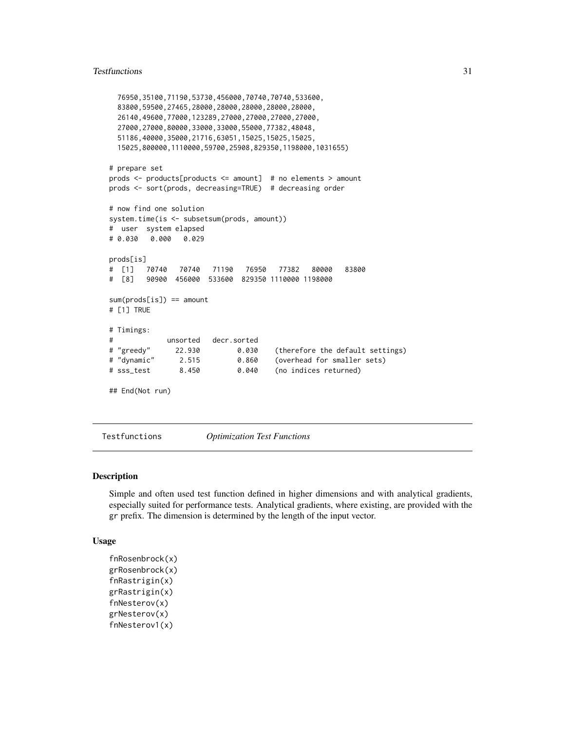```
  76950,35100,71190,53730,456000,70740,70740,533600,
  83800,59500,27465,28000,28000,28000,28000,28000,
  26140,49600,77000,123289,27000,27000,27000,27000,
  27000,27000,80000,33000,33000,55000,77382,48048,
  51186,40000,35000,21716,63051,15025,15025,15025,
  15025,800000,1110000,59700,25908,829350,1198000,1031655)

# prepare set
prods <- products[products <= amount]  # no elements > amount
prods <- sort(prods, decreasing=TRUE)  # decreasing order

# now find one solution
system.time(is <- subsetsum(prods, amount))
#  user  system elapsed
# 0.030   0.000   0.029

prods[is]
#  [1]   70740   70740   71190   76950   77382   80000   83800
#  [8]   90900  456000  533600  829350 1110000 1198000

sum(prods[is]) == amount
# [1] TRUE

# Timings:
#             unsorted   decr.sorted
# "greedy"      22.930         0.030    (therefore the default settings)
# "dynamic"      2.515         0.860    (overhead for smaller sets)
# sss_test       8.450         0.040    (no indices returned)

## End(Not run)
```

---

Testfunctions        *Optimization Test Functions*

---

## Description

Simple and often used test function defined in higher dimensions and with analytical gradients, especially suited for performance tests. Analytical gradients, where existing, are provided with the `gr` prefix. The dimension is determined by the length of the input vector.

## Usage

```
fnRosenbrock(x)
grRosenbrock(x)
fnRastrigin(x)
grRastrigin(x)
fnNesterov(x)
grNesterov(x)
fnNesterov1(x)
```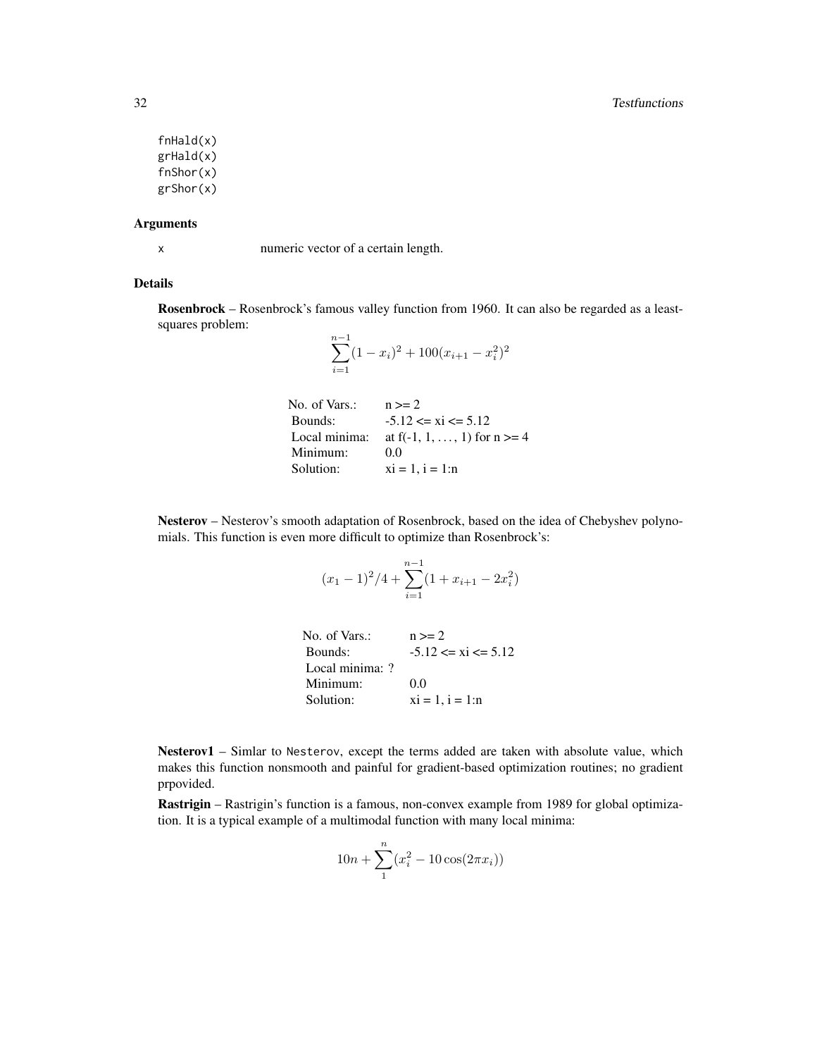```
fnHald(x)
grHald(x)
fnShor(x)
grShor(x)
```

### Arguments

`x` numeric vector of a certain length.

### Details

**Rosenbrock** – Rosenbrock's famous valley function from 1960. It can also be regarded as a least-squares problem:

$$\sum_{i=1}^{n-1} (1 - x_i)^2 + 100(x_{i+1} - x_i^2)^2$$

| | |
|---|---|
| No. of Vars.: | n >= 2 |
| Bounds: | -5.12 <= xi <= 5.12 |
| Local minima: | at f(-1, 1, . . . , 1) for n >= 4 |
| Minimum: | 0.0 |
| Solution: | xi = 1, i = 1:n |

**Nesterov** – Nesterov's smooth adaptation of Rosenbrock, based on the idea of Chebyshev polynomials. This function is even more difficult to optimize than Rosenbrock's:

$$(x_1 - 1)^2/4 + \sum_{i=1}^{n-1} (1 + x_{i+1} - 2x_i^2)$$

| | |
|---|---|
| No. of Vars.: | n >= 2 |
| Bounds: | -5.12 <= xi <= 5.12 |
| Local minima: ? | |
| Minimum: | 0.0 |
| Solution: | xi = 1, i = 1:n |

**Nesterov1** – Simlar to `Nesterov`, except the terms added are taken with absolute value, which makes this function nonsmooth and painful for gradient-based optimization routines; no gradient prpovided.

**Rastrigin** – Rastrigin's function is a famous, non-convex example from 1989 for global optimization. It is a typical example of a multimodal function with many local minima:

$$10n + \sum_{1}^{n} (x_i^2 - 10\cos(2\pi x_i))$$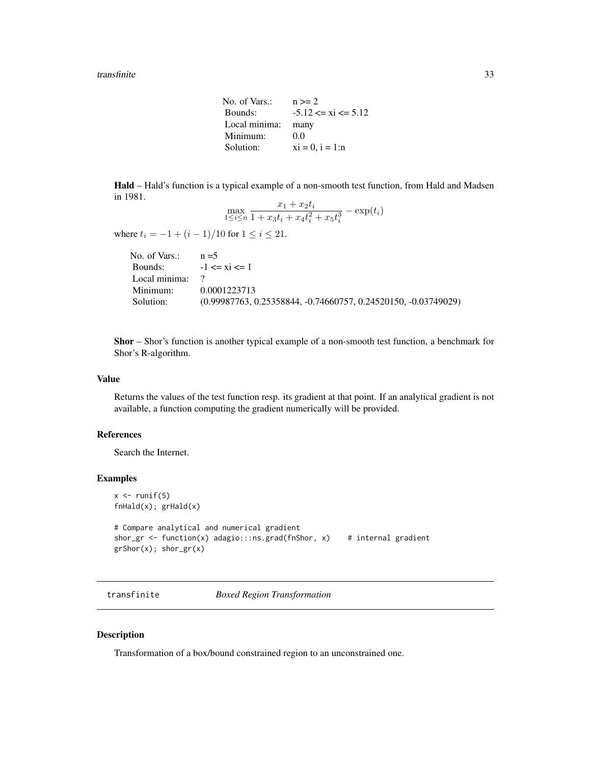| | |
|---|---|
| No. of Vars.: | n >= 2 |
| Bounds: | -5.12 <= xi <= 5.12 |
| Local minima: | many |
| Minimum: | 0.0 |
| Solution: | xi = 0, i = 1:n |

**Hald** – Hald's function is a typical example of a non-smooth test function, from Hald and Madsen in 1981.

$$\max_{1 \le i \le n} \frac{x_1 + x_2 t_i}{1 + x_3 t_i + x_4 t_i^2 + x_5 t_i^3} - \exp(t_i)$$

where $t_i = -1 + (i-1)/10$ for $1 \le i \le 21$.

| | |
|---|---|
| No. of Vars.: | n =5 |
| Bounds: | -1 <= xi <= 1 |
| Local minima: | ? |
| Minimum: | 0.0001223713 |
| Solution: | (0.99987763, 0.25358844, -0.74660757, 0.24520150, -0.03749029) |

**Shor** – Shor's function is another typical example of a non-smooth test function, a benchmark for Shor's R-algorithm.

### Value

Returns the values of the test function resp. its gradient at that point. If an analytical gradient is not available, a function computing the gradient numerically will be provided.

### References

Search the Internet.

### Examples

```
x <- runif(5)
fnHald(x); grHald(x)

# Compare analytical and numerical gradient
shor_gr <- function(x) adagio:::ns.grad(fnShor, x)    # internal gradient
grShor(x); shor_gr(x)
```

---

## transfinite — *Boxed Region Transformation*

### Description

Transformation of a box/bound constrained region to an unconstrained one.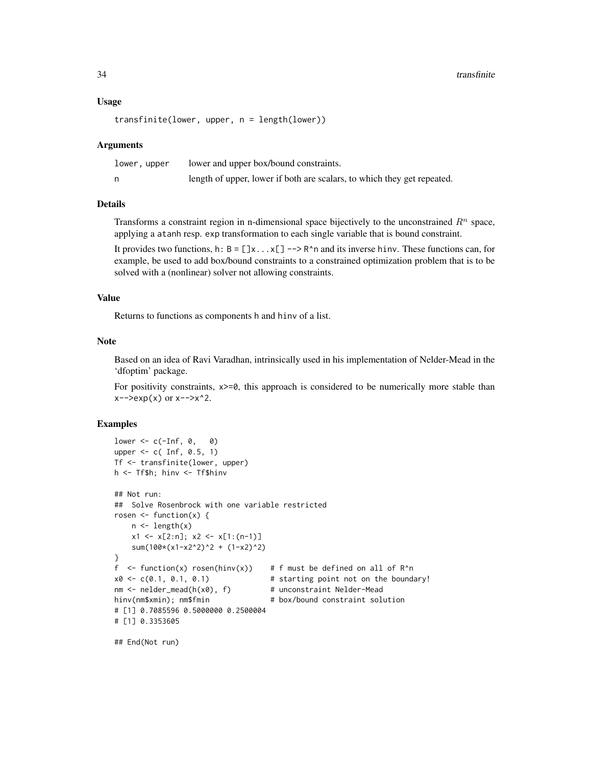## Usage

```
transfinite(lower, upper, n = length(lower))
```

## Arguments

| | |
|---|---|
| lower, upper | lower and upper box/bound constraints. |
| n | length of upper, lower if both are scalars, to which they get repeated. |

## Details

Transforms a constraint region in n-dimensional space bijectively to the unconstrained $R^n$ space, applying a `atanh` resp. `exp` transformation to each single variable that is bound constraint.

It provides two functions, `h: B = []x...x[] --> R^n` and its inverse `hinv`. These functions can, for example, be used to add box/bound constraints to a constrained optimization problem that is to be solved with a (nonlinear) solver not allowing constraints.

## Value

Returns to functions as components `h` and `hinv` of a list.

## Note

Based on an idea of Ravi Varadhan, intrinsically used in his implementation of Nelder-Mead in the 'dfoptim' package.

For positivity constraints, `x>=0`, this approach is considered to be numerically more stable than `x-->exp(x)` or `x-->x^2`.

## Examples

```
lower <- c(-Inf, 0,   0)
upper <- c( Inf, 0.5, 1)
Tf <- transfinite(lower, upper)
h <- Tf$h; hinv <- Tf$hinv

## Not run:
##  Solve Rosenbrock with one variable restricted
rosen <- function(x) {
    n <- length(x)
    x1 <- x[2:n]; x2 <- x[1:(n-1)]
    sum(100*(x1-x2^2)^2 + (1-x2)^2)
}
f  <- function(x) rosen(hinv(x))    # f must be defined on all of R^n
x0 <- c(0.1, 0.1, 0.1)              # starting point not on the boundary!
nm <- nelder_mead(h(x0), f)         # unconstraint Nelder-Mead
hinv(nm$xmin); nm$fmin              # box/bound constraint solution
# [1] 0.7085596 0.5000000 0.2500004
# [1] 0.3353605

## End(Not run)
```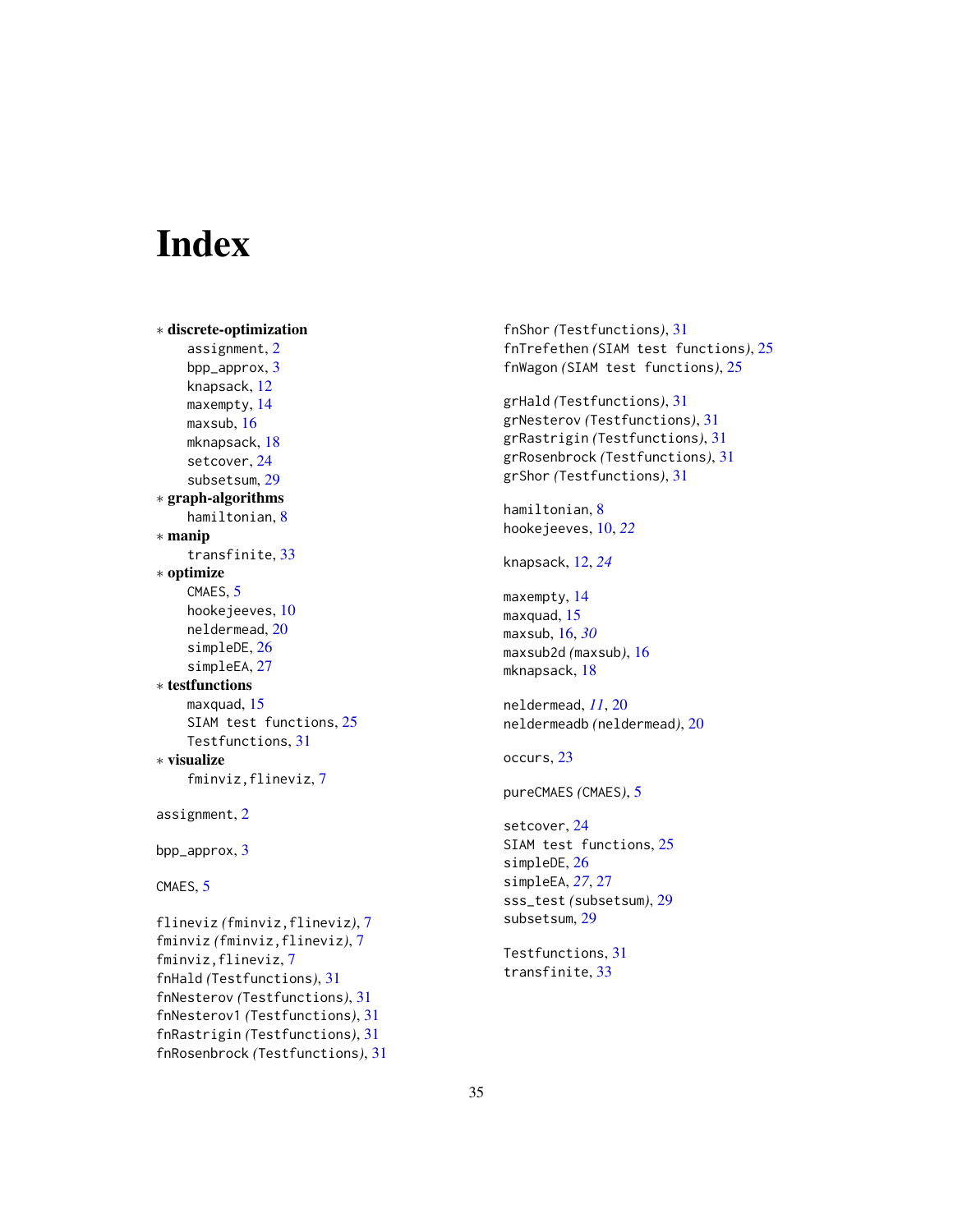# Index

* **discrete-optimization**
  - assignment, 2
  - bpp_approx, 3
  - knapsack, 12
  - maxempty, 14
  - maxsub, 16
  - mknapsack, 18
  - setcover, 24
  - subsetsum, 29
* **graph-algorithms**
  - hamiltonian, 8
* **manip**
  - transfinite, 33
* **optimize**
  - CMAES, 5
  - hookejeeves, 10
  - neldermead, 20
  - simpleDE, 26
  - simpleEA, 27
* **testfunctions**
  - maxquad, 15
  - SIAM test functions, 25
  - Testfunctions, 31
* **visualize**
  - fminviz,flineviz, 7

assignment, 2

bpp_approx, 3

CMAES, 5

flineviz *(fminviz,flineviz)*, 7
fminviz *(fminviz,flineviz)*, 7
fminviz,flineviz, 7
fnHald *(Testfunctions)*, 31
fnNesterov *(Testfunctions)*, 31
fnNesterov1 *(Testfunctions)*, 31
fnRastrigin *(Testfunctions)*, 31
fnRosenbrock *(Testfunctions)*, 31
fnShor *(Testfunctions)*, 31
fnTrefethen *(SIAM test functions)*, 25
fnWagon *(SIAM test functions)*, 25

grHald *(Testfunctions)*, 31
grNesterov *(Testfunctions)*, 31
grRastrigin *(Testfunctions)*, 31
grRosenbrock *(Testfunctions)*, 31
grShor *(Testfunctions)*, 31

hamiltonian, 8
hookejeeves, 10, *22*

knapsack, 12, *24*

maxempty, 14
maxquad, 15
maxsub, 16, *30*
maxsub2d *(maxsub)*, 16
mknapsack, 18

neldermead, *11*, 20
neldermeadb *(neldermead)*, 20

occurs, 23

pureCMAES *(CMAES)*, 5

setcover, 24
SIAM test functions, 25
simpleDE, 26
simpleEA, *27*, 27
sss_test *(subsetsum)*, 29
subsetsum, 29

Testfunctions, 31
transfinite, 33